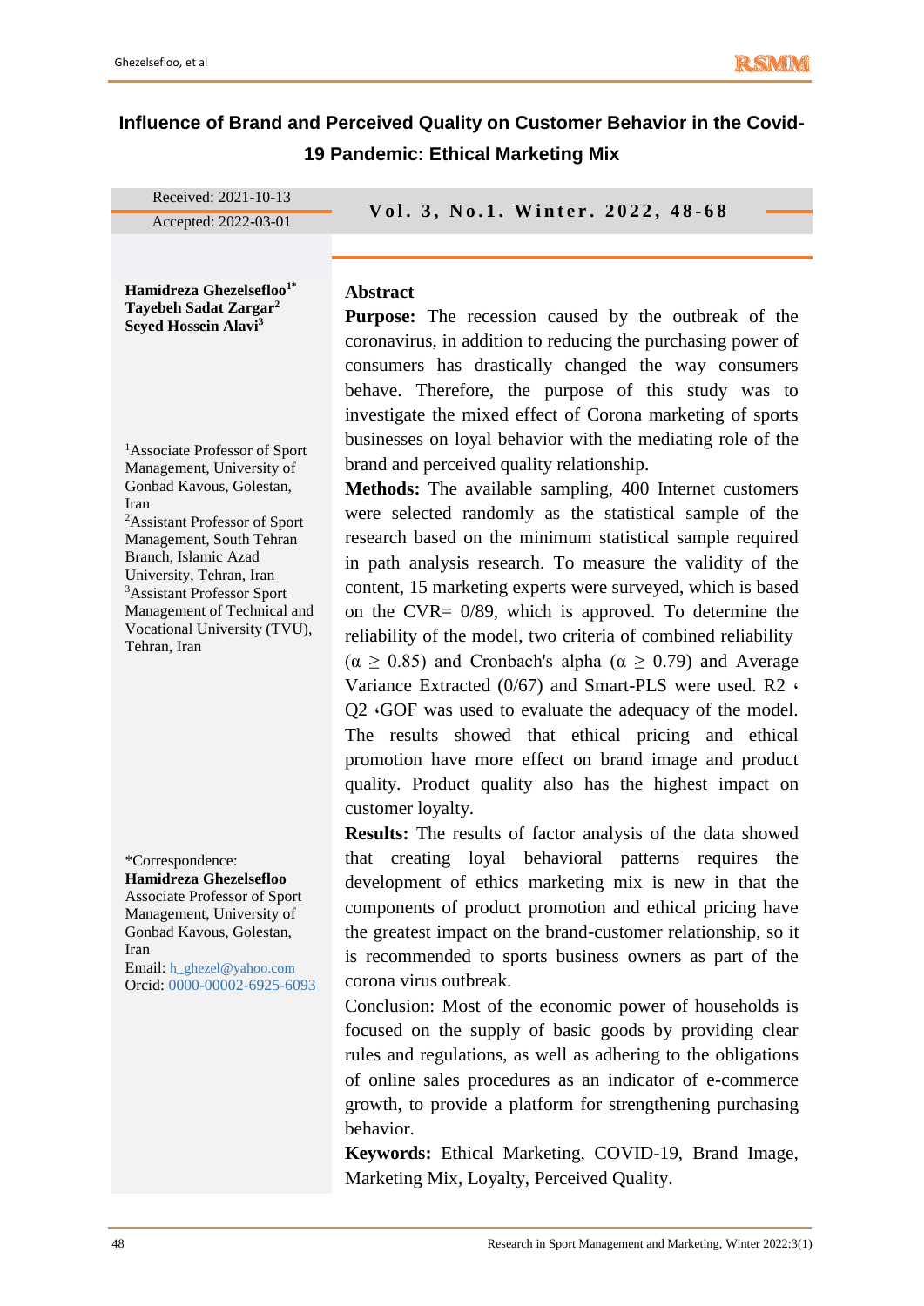# Influence of Brand and Perceived Quality on Customer Behavior in the Covid-19 Pandemic: Ethical Marketing Mix

Received: 2021-10-13
Accepted: 2022-03-01

**Hamidreza Ghezelsefloo[1*]**
**Tayebeh Sadat Zargar[2]**
**Seyed Hossein Alavi[3]**

[1]Associate Professor of Sport Management, University of Gonbad Kavous, Golestan, Iran
[2]Assistant Professor of Sport Management, South Tehran Branch, Islamic Azad University, Tehran, Iran
[3]Assistant Professor Sport Management of Technical and Vocational University (TVU), Tehran, Iran

*Correspondence:
**Hamidreza Ghezelsefloo**
Associate Professor of Sport Management, University of Gonbad Kavous, Golestan, Iran
Email: h_ghezel@yahoo.com
Orcid: 0000-00002-6925-6093

## Abstract

**Purpose:** The recession caused by the outbreak of the coronavirus, in addition to reducing the purchasing power of consumers has drastically changed the way consumers behave. Therefore, the purpose of this study was to investigate the mixed effect of Corona marketing of sports businesses on loyal behavior with the mediating role of the brand and perceived quality relationship.

**Methods:** The available sampling, 400 Internet customers were selected randomly as the statistical sample of the research based on the minimum statistical sample required in path analysis research. To measure the validity of the content, 15 marketing experts were surveyed, which is based on the CVR= 0/89, which is approved. To determine the reliability of the model, two criteria of combined reliability ($\alpha \geq 0.85$) and Cronbach's alpha ($\alpha \geq 0.79$) and Average Variance Extracted (0/67) and Smart-PLS were used. R2 ، Q2 ،GOF was used to evaluate the adequacy of the model. The results showed that ethical pricing and ethical promotion have more effect on brand image and product quality. Product quality also has the highest impact on customer loyalty.

**Results:** The results of factor analysis of the data showed that creating loyal behavioral patterns requires the development of ethics marketing mix is new in that the components of product promotion and ethical pricing have the greatest impact on the brand-customer relationship, so it is recommended to sports business owners as part of the corona virus outbreak.

Conclusion: Most of the economic power of households is focused on the supply of basic goods by providing clear rules and regulations, as well as adhering to the obligations of online sales procedures as an indicator of e-commerce growth, to provide a platform for strengthening purchasing behavior.

**Keywords:** Ethical Marketing, COVID-19, Brand Image, Marketing Mix, Loyalty, Perceived Quality.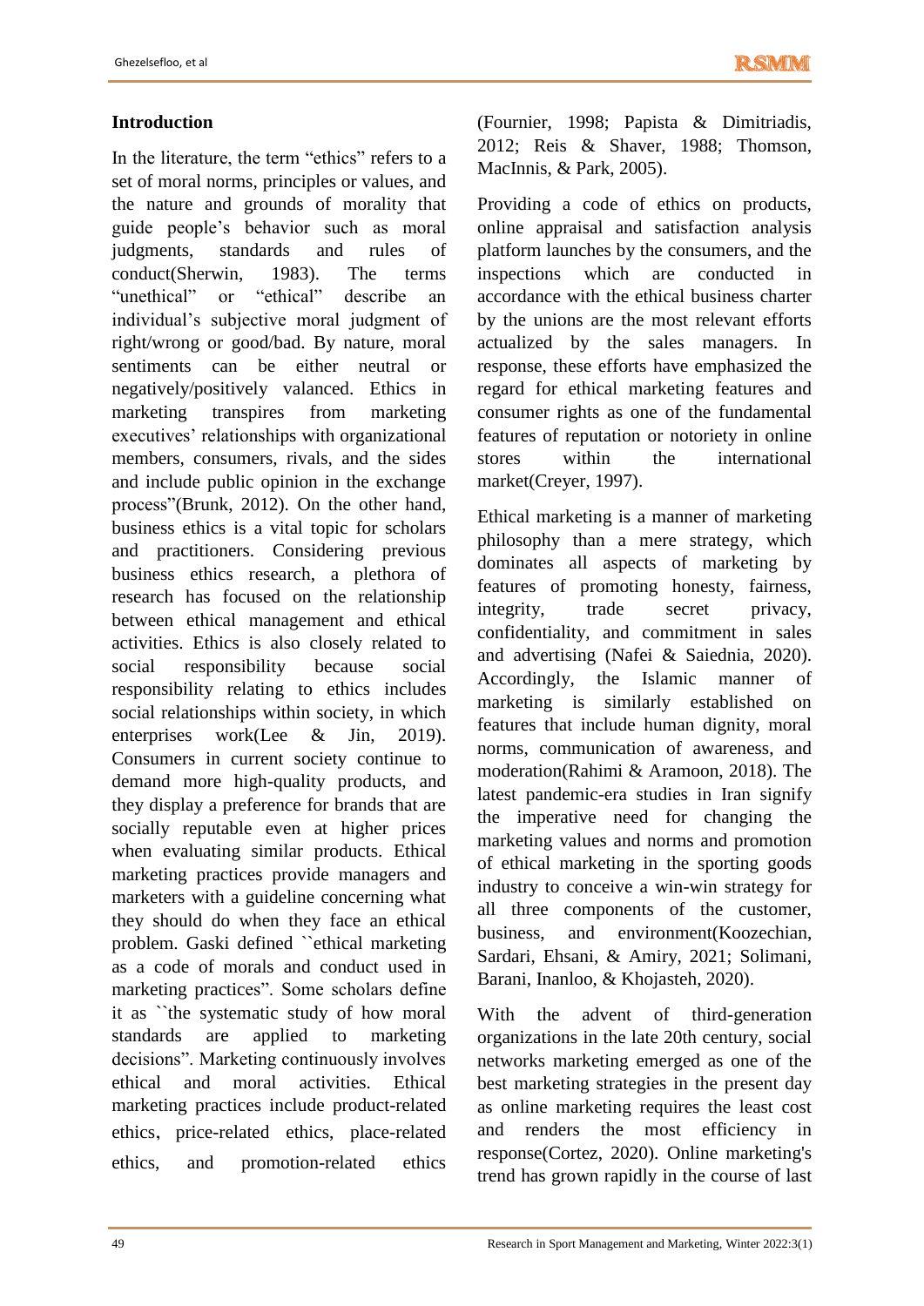## Introduction

In the literature, the term "ethics" refers to a set of moral norms, principles or values, and the nature and grounds of morality that guide people's behavior such as moral judgments, standards and rules of conduct(Sherwin, 1983). The terms "unethical" or "ethical" describe an individual's subjective moral judgment of right/wrong or good/bad. By nature, moral sentiments can be either neutral or negatively/positively valanced. Ethics in marketing transpires from marketing executives' relationships with organizational members, consumers, rivals, and the sides and include public opinion in the exchange process"(Brunk, 2012). On the other hand, business ethics is a vital topic for scholars and practitioners. Considering previous business ethics research, a plethora of research has focused on the relationship between ethical management and ethical activities. Ethics is also closely related to social responsibility because social responsibility relating to ethics includes social relationships within society, in which enterprises work(Lee & Jin, 2019). Consumers in current society continue to demand more high-quality products, and they display a preference for brands that are socially reputable even at higher prices when evaluating similar products. Ethical marketing practices provide managers and marketers with a guideline concerning what they should do when they face an ethical problem. Gaski defined ``ethical marketing as a code of morals and conduct used in marketing practices". Some scholars define it as ``the systematic study of how moral standards are applied to marketing decisions". Marketing continuously involves ethical and moral activities. Ethical marketing practices include product-related ethics, price-related ethics, place-related ethics, and promotion-related ethics (Fournier, 1998; Papista & Dimitriadis, 2012; Reis & Shaver, 1988; Thomson, MacInnis, & Park, 2005).

Providing a code of ethics on products, online appraisal and satisfaction analysis platform launches by the consumers, and the inspections which are conducted in accordance with the ethical business charter by the unions are the most relevant efforts actualized by the sales managers. In response, these efforts have emphasized the regard for ethical marketing features and consumer rights as one of the fundamental features of reputation or notoriety in online stores within the international market(Creyer, 1997).

Ethical marketing is a manner of marketing philosophy than a mere strategy, which dominates all aspects of marketing by features of promoting honesty, fairness, integrity, trade secret privacy, confidentiality, and commitment in sales and advertising (Nafei & Saiednia, 2020). Accordingly, the Islamic manner of marketing is similarly established on features that include human dignity, moral norms, communication of awareness, and moderation(Rahimi & Aramoon, 2018). The latest pandemic-era studies in Iran signify the imperative need for changing the marketing values and norms and promotion of ethical marketing in the sporting goods industry to conceive a win-win strategy for all three components of the customer, business, and environment(Koozechian, Sardari, Ehsani, & Amiry, 2021; Solimani, Barani, Inanloo, & Khojasteh, 2020).

With the advent of third-generation organizations in the late 20th century, social networks marketing emerged as one of the best marketing strategies in the present day as online marketing requires the least cost and renders the most efficiency in response(Cortez, 2020). Online marketing's trend has grown rapidly in the course of last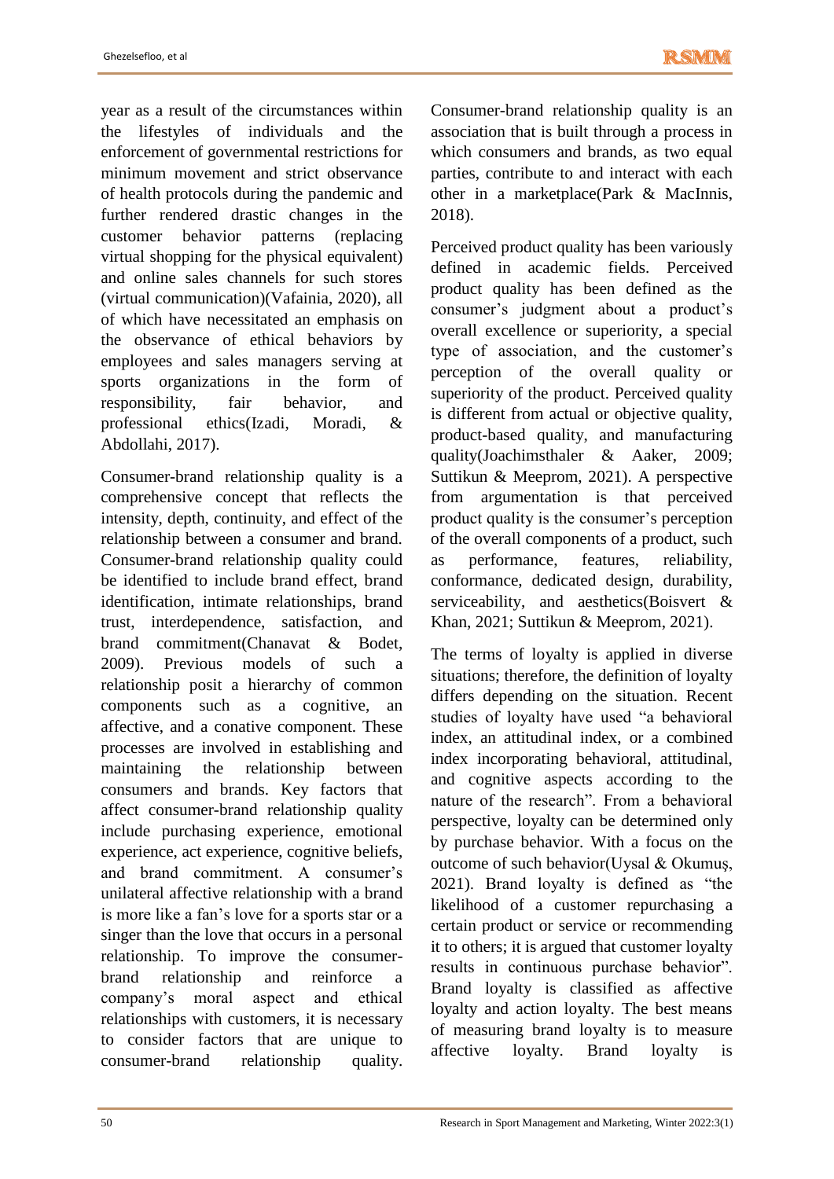year as a result of the circumstances within the lifestyles of individuals and the enforcement of governmental restrictions for minimum movement and strict observance of health protocols during the pandemic and further rendered drastic changes in the customer behavior patterns (replacing virtual shopping for the physical equivalent) and online sales channels for such stores (virtual communication)(Vafainia, 2020), all of which have necessitated an emphasis on the observance of ethical behaviors by employees and sales managers serving at sports organizations in the form of responsibility, fair behavior, and professional ethics(Izadi, Moradi, & Abdollahi, 2017).

Consumer-brand relationship quality is a comprehensive concept that reflects the intensity, depth, continuity, and effect of the relationship between a consumer and brand. Consumer-brand relationship quality could be identified to include brand effect, brand identification, intimate relationships, brand trust, interdependence, satisfaction, and brand commitment(Chanavat & Bodet, 2009). Previous models of such a relationship posit a hierarchy of common components such as a cognitive, an affective, and a conative component. These processes are involved in establishing and maintaining the relationship between consumers and brands. Key factors that affect consumer-brand relationship quality include purchasing experience, emotional experience, act experience, cognitive beliefs, and brand commitment. A consumer's unilateral affective relationship with a brand is more like a fan's love for a sports star or a singer than the love that occurs in a personal relationship. To improve the consumer-brand relationship and reinforce a company's moral aspect and ethical relationships with customers, it is necessary to consider factors that are unique to consumer-brand relationship quality. Consumer-brand relationship quality is an association that is built through a process in which consumers and brands, as two equal parties, contribute to and interact with each other in a marketplace(Park & MacInnis, 2018).

Perceived product quality has been variously defined in academic fields. Perceived product quality has been defined as the consumer's judgment about a product's overall excellence or superiority, a special type of association, and the customer's perception of the overall quality or superiority of the product. Perceived quality is different from actual or objective quality, product-based quality, and manufacturing quality(Joachimsthaler & Aaker, 2009; Suttikun & Meeprom, 2021). A perspective from argumentation is that perceived product quality is the consumer's perception of the overall components of a product, such as performance, features, reliability, conformance, dedicated design, durability, serviceability, and aesthetics(Boisvert & Khan, 2021; Suttikun & Meeprom, 2021).

The terms of loyalty is applied in diverse situations; therefore, the definition of loyalty differs depending on the situation. Recent studies of loyalty have used "a behavioral index, an attitudinal index, or a combined index incorporating behavioral, attitudinal, and cognitive aspects according to the nature of the research". From a behavioral perspective, loyalty can be determined only by purchase behavior. With a focus on the outcome of such behavior(Uysal & Okumuş, 2021). Brand loyalty is defined as "the likelihood of a customer repurchasing a certain product or service or recommending it to others; it is argued that customer loyalty results in continuous purchase behavior". Brand loyalty is classified as affective loyalty and action loyalty. The best means of measuring brand loyalty is to measure affective loyalty. Brand loyalty is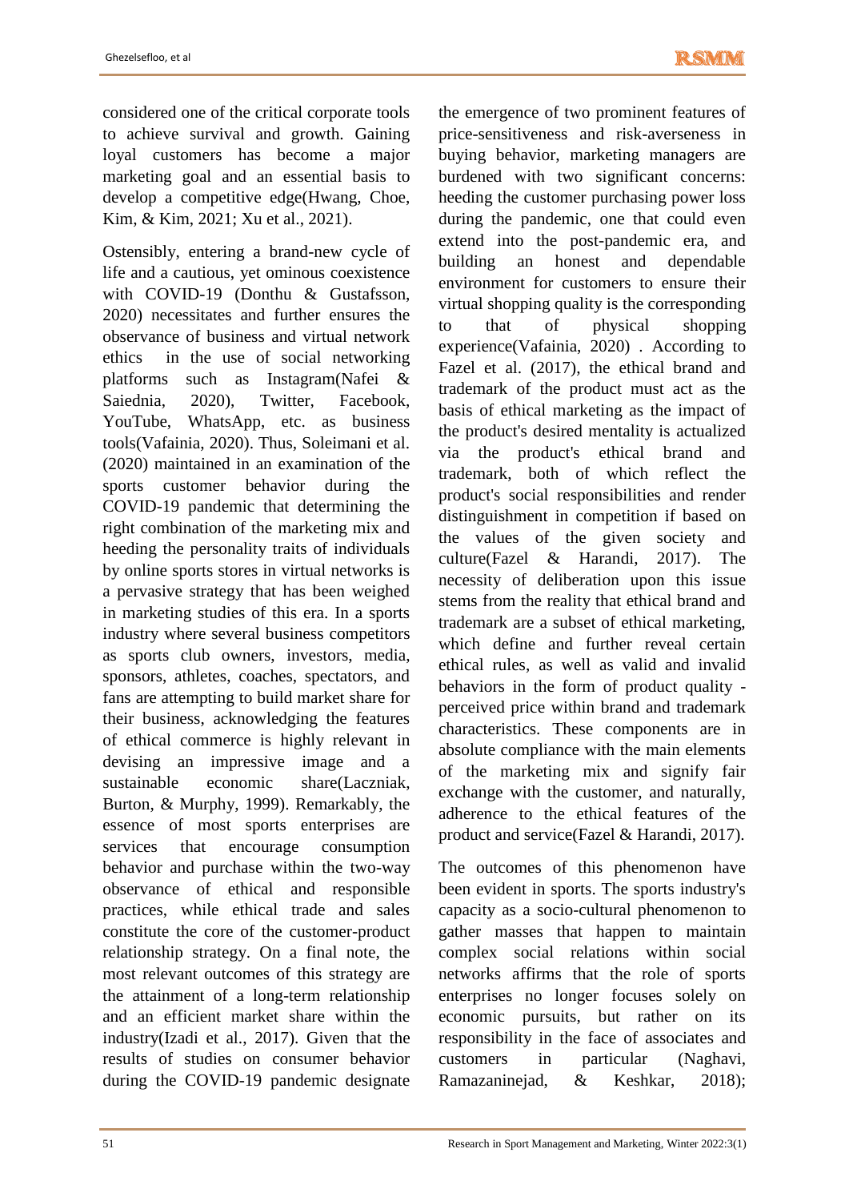considered one of the critical corporate tools to achieve survival and growth. Gaining loyal customers has become a major marketing goal and an essential basis to develop a competitive edge(Hwang, Choe, Kim, & Kim, 2021; Xu et al., 2021).

Ostensibly, entering a brand-new cycle of life and a cautious, yet ominous coexistence with COVID-19 (Donthu & Gustafsson, 2020) necessitates and further ensures the observance of business and virtual network ethics in the use of social networking platforms such as Instagram(Nafei & Saiednia, 2020), Twitter, Facebook, YouTube, WhatsApp, etc. as business tools(Vafainia, 2020). Thus, Soleimani et al. (2020) maintained in an examination of the sports customer behavior during the COVID-19 pandemic that determining the right combination of the marketing mix and heeding the personality traits of individuals by online sports stores in virtual networks is a pervasive strategy that has been weighed in marketing studies of this era. In a sports industry where several business competitors as sports club owners, investors, media, sponsors, athletes, coaches, spectators, and fans are attempting to build market share for their business, acknowledging the features of ethical commerce is highly relevant in devising an impressive image and a sustainable economic share(Laczniak, Burton, & Murphy, 1999). Remarkably, the essence of most sports enterprises are services that encourage consumption behavior and purchase within the two-way observance of ethical and responsible practices, while ethical trade and sales constitute the core of the customer-product relationship strategy. On a final note, the most relevant outcomes of this strategy are the attainment of a long-term relationship and an efficient market share within the industry(Izadi et al., 2017). Given that the results of studies on consumer behavior during the COVID-19 pandemic designate the emergence of two prominent features of price-sensitiveness and risk-averseness in buying behavior, marketing managers are burdened with two significant concerns: heeding the customer purchasing power loss during the pandemic, one that could even extend into the post-pandemic era, and building an honest and dependable environment for customers to ensure their virtual shopping quality is the corresponding to that of physical shopping experience(Vafainia, 2020) . According to Fazel et al. (2017), the ethical brand and trademark of the product must act as the basis of ethical marketing as the impact of the product's desired mentality is actualized via the product's ethical brand and trademark, both of which reflect the product's social responsibilities and render distinguishment in competition if based on the values of the given society and culture(Fazel & Harandi, 2017). The necessity of deliberation upon this issue stems from the reality that ethical brand and trademark are a subset of ethical marketing, which define and further reveal certain ethical rules, as well as valid and invalid behaviors in the form of product quality - perceived price within brand and trademark characteristics. These components are in absolute compliance with the main elements of the marketing mix and signify fair exchange with the customer, and naturally, adherence to the ethical features of the product and service(Fazel & Harandi, 2017).

The outcomes of this phenomenon have been evident in sports. The sports industry's capacity as a socio-cultural phenomenon to gather masses that happen to maintain complex social relations within social networks affirms that the role of sports enterprises no longer focuses solely on economic pursuits, but rather on its responsibility in the face of associates and customers in particular (Naghavi, Ramazaninejad, & Keshkar, 2018);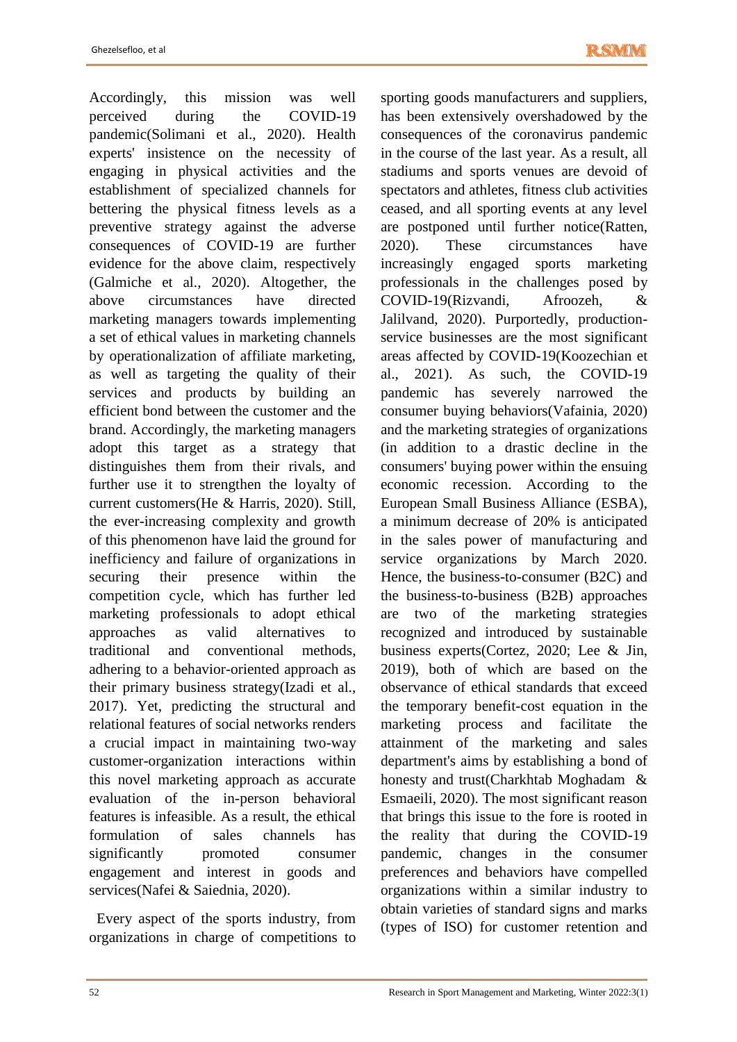Accordingly, this mission was well perceived during the COVID-19 pandemic(Solimani et al., 2020). Health experts' insistence on the necessity of engaging in physical activities and the establishment of specialized channels for bettering the physical fitness levels as a preventive strategy against the adverse consequences of COVID-19 are further evidence for the above claim, respectively (Galmiche et al., 2020). Altogether, the above circumstances have directed marketing managers towards implementing a set of ethical values in marketing channels by operationalization of affiliate marketing, as well as targeting the quality of their services and products by building an efficient bond between the customer and the brand. Accordingly, the marketing managers adopt this target as a strategy that distinguishes them from their rivals, and further use it to strengthen the loyalty of current customers(He & Harris, 2020). Still, the ever-increasing complexity and growth of this phenomenon have laid the ground for inefficiency and failure of organizations in securing their presence within the competition cycle, which has further led marketing professionals to adopt ethical approaches as valid alternatives to traditional and conventional methods, adhering to a behavior-oriented approach as their primary business strategy(Izadi et al., 2017). Yet, predicting the structural and relational features of social networks renders a crucial impact in maintaining two-way customer-organization interactions within this novel marketing approach as accurate evaluation of the in-person behavioral features is infeasible. As a result, the ethical formulation of sales channels has significantly promoted consumer engagement and interest in goods and services(Nafei & Saiednia, 2020).

Every aspect of the sports industry, from organizations in charge of competitions to sporting goods manufacturers and suppliers, has been extensively overshadowed by the consequences of the coronavirus pandemic in the course of the last year. As a result, all stadiums and sports venues are devoid of spectators and athletes, fitness club activities ceased, and all sporting events at any level are postponed until further notice(Ratten, 2020). These circumstances have increasingly engaged sports marketing professionals in the challenges posed by COVID-19(Rizvandi, Afroozeh, & Jalilvand, 2020). Purportedly, production-service businesses are the most significant areas affected by COVID-19(Koozechian et al., 2021). As such, the COVID-19 pandemic has severely narrowed the consumer buying behaviors(Vafainia, 2020) and the marketing strategies of organizations (in addition to a drastic decline in the consumers' buying power within the ensuing economic recession. According to the European Small Business Alliance (ESBA), a minimum decrease of 20% is anticipated in the sales power of manufacturing and service organizations by March 2020. Hence, the business-to-consumer (B2C) and the business-to-business (B2B) approaches are two of the marketing strategies recognized and introduced by sustainable business experts(Cortez, 2020; Lee & Jin, 2019), both of which are based on the observance of ethical standards that exceed the temporary benefit-cost equation in the marketing process and facilitate the attainment of the marketing and sales department's aims by establishing a bond of honesty and trust(Charkhtab Moghadam & Esmaeili, 2020). The most significant reason that brings this issue to the fore is rooted in the reality that during the COVID-19 pandemic, changes in the consumer preferences and behaviors have compelled organizations within a similar industry to obtain varieties of standard signs and marks (types of ISO) for customer retention and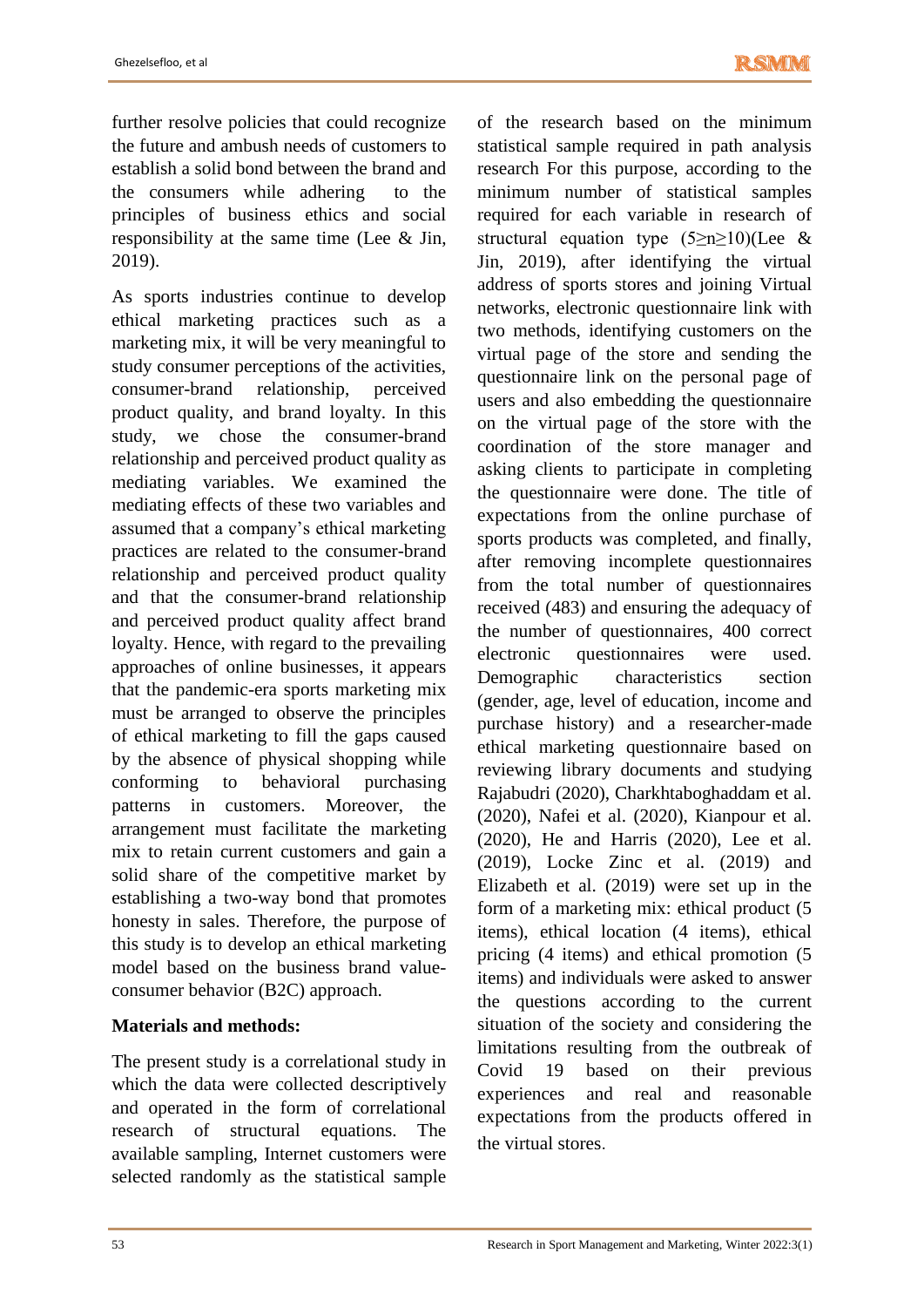further resolve policies that could recognize the future and ambush needs of customers to establish a solid bond between the brand and the consumers while adhering to the principles of business ethics and social responsibility at the same time (Lee & Jin, 2019).

As sports industries continue to develop ethical marketing practices such as a marketing mix, it will be very meaningful to study consumer perceptions of the activities, consumer-brand relationship, perceived product quality, and brand loyalty. In this study, we chose the consumer-brand relationship and perceived product quality as mediating variables. We examined the mediating effects of these two variables and assumed that a company's ethical marketing practices are related to the consumer-brand relationship and perceived product quality and that the consumer-brand relationship and perceived product quality affect brand loyalty. Hence, with regard to the prevailing approaches of online businesses, it appears that the pandemic-era sports marketing mix must be arranged to observe the principles of ethical marketing to fill the gaps caused by the absence of physical shopping while conforming to behavioral purchasing patterns in customers. Moreover, the arrangement must facilitate the marketing mix to retain current customers and gain a solid share of the competitive market by establishing a two-way bond that promotes honesty in sales. Therefore, the purpose of this study is to develop an ethical marketing model based on the business brand value-consumer behavior (B2C) approach.

**Materials and methods:**

The present study is a correlational study in which the data were collected descriptively and operated in the form of correlational research of structural equations. The available sampling, Internet customers were selected randomly as the statistical sample of the research based on the minimum statistical sample required in path analysis research For this purpose, according to the minimum number of statistical samples required for each variable in research of structural equation type ($5 \geq n \geq 10$)(Lee & Jin, 2019), after identifying the virtual address of sports stores and joining Virtual networks, electronic questionnaire link with two methods, identifying customers on the virtual page of the store and sending the questionnaire link on the personal page of users and also embedding the questionnaire on the virtual page of the store with the coordination of the store manager and asking clients to participate in completing the questionnaire were done. The title of expectations from the online purchase of sports products was completed, and finally, after removing incomplete questionnaires from the total number of questionnaires received (483) and ensuring the adequacy of the number of questionnaires, 400 correct electronic questionnaires were used. Demographic characteristics section (gender, age, level of education, income and purchase history) and a researcher-made ethical marketing questionnaire based on reviewing library documents and studying Rajabudri (2020), Charkhtaboghaddam et al. (2020), Nafei et al. (2020), Kianpour et al. (2020), He and Harris (2020), Lee et al. (2019), Locke Zinc et al. (2019) and Elizabeth et al. (2019) were set up in the form of a marketing mix: ethical product (5 items), ethical location (4 items), ethical pricing (4 items) and ethical promotion (5 items) and individuals were asked to answer the questions according to the current situation of the society and considering the limitations resulting from the outbreak of Covid 19 based on their previous experiences and real and reasonable expectations from the products offered in the virtual stores.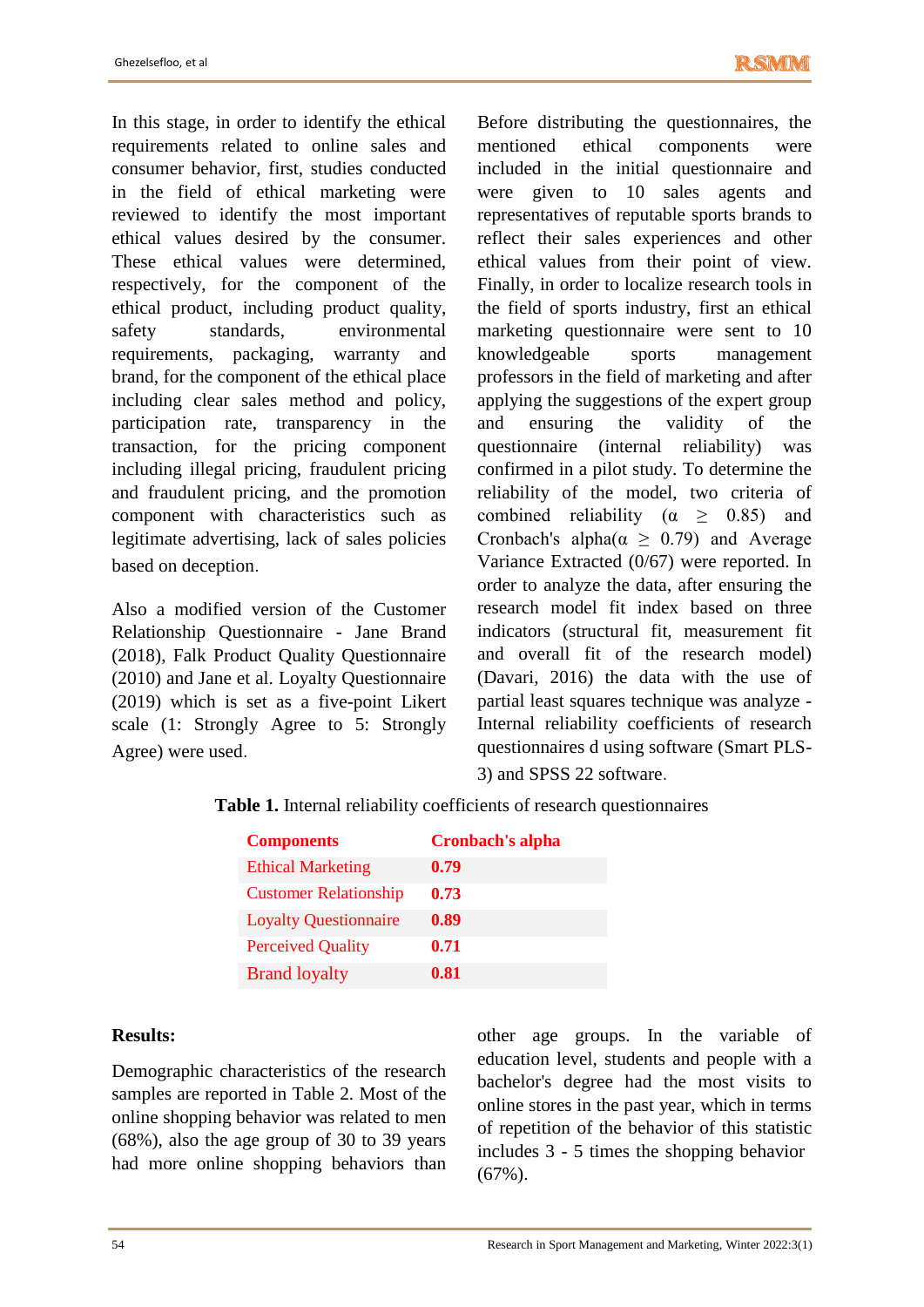In this stage, in order to identify the ethical requirements related to online sales and consumer behavior, first, studies conducted in the field of ethical marketing were reviewed to identify the most important ethical values desired by the consumer. These ethical values were determined, respectively, for the component of the ethical product, including product quality, safety standards, environmental requirements, packaging, warranty and brand, for the component of the ethical place including clear sales method and policy, participation rate, transparency in the transaction, for the pricing component including illegal pricing, fraudulent pricing and fraudulent pricing, and the promotion component with characteristics such as legitimate advertising, lack of sales policies based on deception.

Also a modified version of the Customer Relationship Questionnaire - Jane Brand (2018), Falk Product Quality Questionnaire (2010) and Jane et al. Loyalty Questionnaire (2019) which is set as a five-point Likert scale (1: Strongly Agree to 5: Strongly Agree) were used.

Before distributing the questionnaires, the mentioned ethical components were included in the initial questionnaire and were given to 10 sales agents and representatives of reputable sports brands to reflect their sales experiences and other ethical values from their point of view. Finally, in order to localize research tools in the field of sports industry, first an ethical marketing questionnaire were sent to 10 knowledgeable sports management professors in the field of marketing and after applying the suggestions of the expert group and ensuring the validity of the questionnaire (internal reliability) was confirmed in a pilot study. To determine the reliability of the model, two criteria of combined reliability ($\alpha \geq 0.85$) and Cronbach's alpha($\alpha \geq 0.79$) and Average Variance Extracted (0/67) were reported. In order to analyze the data, after ensuring the research model fit index based on three indicators (structural fit, measurement fit and overall fit of the research model) (Davari, 2016) the data with the use of partial least squares technique was analyze - Internal reliability coefficients of research questionnaires d using software (Smart PLS-3) and SPSS 22 software.

**Table 1.** Internal reliability coefficients of research questionnaires

| Components | Cronbach's alpha |
|---|---|
| Ethical Marketing | **0.79** |
| Customer Relationship | **0.73** |
| Loyalty Questionnaire | **0.89** |
| Perceived Quality | **0.71** |
| Brand loyalty | **0.81** |

## Results:

Demographic characteristics of the research samples are reported in Table 2. Most of the online shopping behavior was related to men (68%), also the age group of 30 to 39 years had more online shopping behaviors than other age groups. In the variable of education level, students and people with a bachelor's degree had the most visits to online stores in the past year, which in terms of repetition of the behavior of this statistic includes 3 - 5 times the shopping behavior (67%).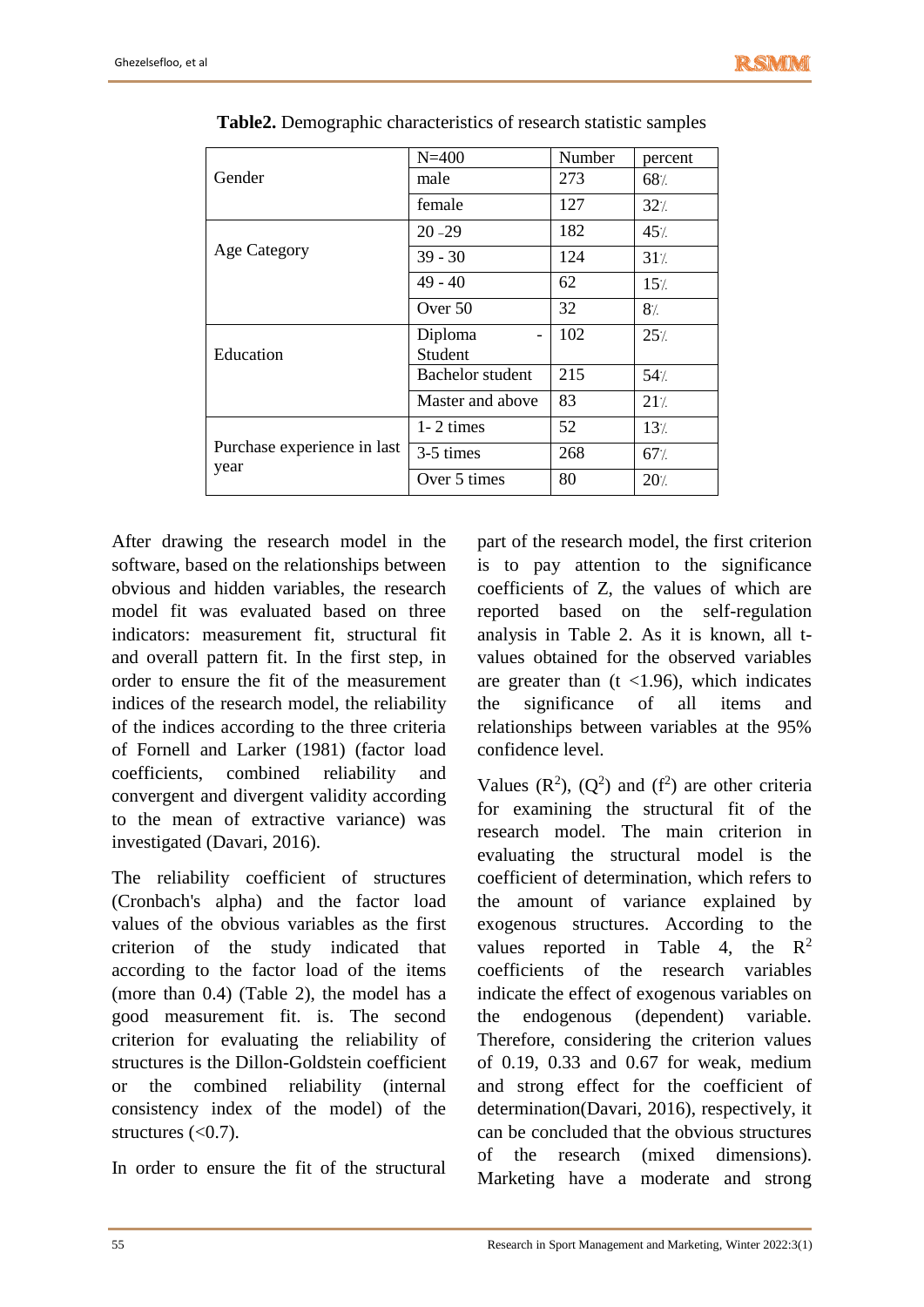**Table2.** Demographic characteristics of research statistic samples

| | N=400 | Number | percent |
|---|---|---|---|
| Gender | male | 273 | 68٪ |
| | female | 127 | 32٪ |
| Age Category | 20 -29 | 182 | 45٪ |
| | 39 - 30 | 124 | 31٪ |
| | 49 - 40 | 62 | 15٪ |
| | Over 50 | 32 | 8٪ |
| Education | Diploma - Student | 102 | 25٪ |
| | Bachelor student | 215 | 54٪ |
| | Master and above | 83 | 21٪ |
| Purchase experience in last year | 1- 2 times | 52 | 13٪ |
| | 3-5 times | 268 | 67٪ |
| | Over 5 times | 80 | 20٪ |

After drawing the research model in the software, based on the relationships between obvious and hidden variables, the research model fit was evaluated based on three indicators: measurement fit, structural fit and overall pattern fit. In the first step, in order to ensure the fit of the measurement indices of the research model, the reliability of the indices according to the three criteria of Fornell and Larker (1981) (factor load coefficients, combined reliability and convergent and divergent validity according to the mean of extractive variance) was investigated (Davari, 2016).

The reliability coefficient of structures (Cronbach's alpha) and the factor load values of the obvious variables as the first criterion of the study indicated that according to the factor load of the items (more than 0.4) (Table 2), the model has a good measurement fit. is. The second criterion for evaluating the reliability of structures is the Dillon-Goldstein coefficient or the combined reliability (internal consistency index of the model) of the structures (<0.7).

In order to ensure the fit of the structural part of the research model, the first criterion is to pay attention to the significance coefficients of Z, the values of which are reported based on the self-regulation analysis in Table 2. As it is known, all t-values obtained for the observed variables are greater than (t <1.96), which indicates the significance of all items and relationships between variables at the 95% confidence level.

Values ($R^2$), ($Q^2$) and ($f^2$) are other criteria for examining the structural fit of the research model. The main criterion in evaluating the structural model is the coefficient of determination, which refers to the amount of variance explained by exogenous structures. According to the values reported in Table 4, the $R^2$ coefficients of the research variables indicate the effect of exogenous variables on the endogenous (dependent) variable. Therefore, considering the criterion values of 0.19, 0.33 and 0.67 for weak, medium and strong effect for the coefficient of determination(Davari, 2016), respectively, it can be concluded that the obvious structures of the research (mixed dimensions). Marketing have a moderate and strong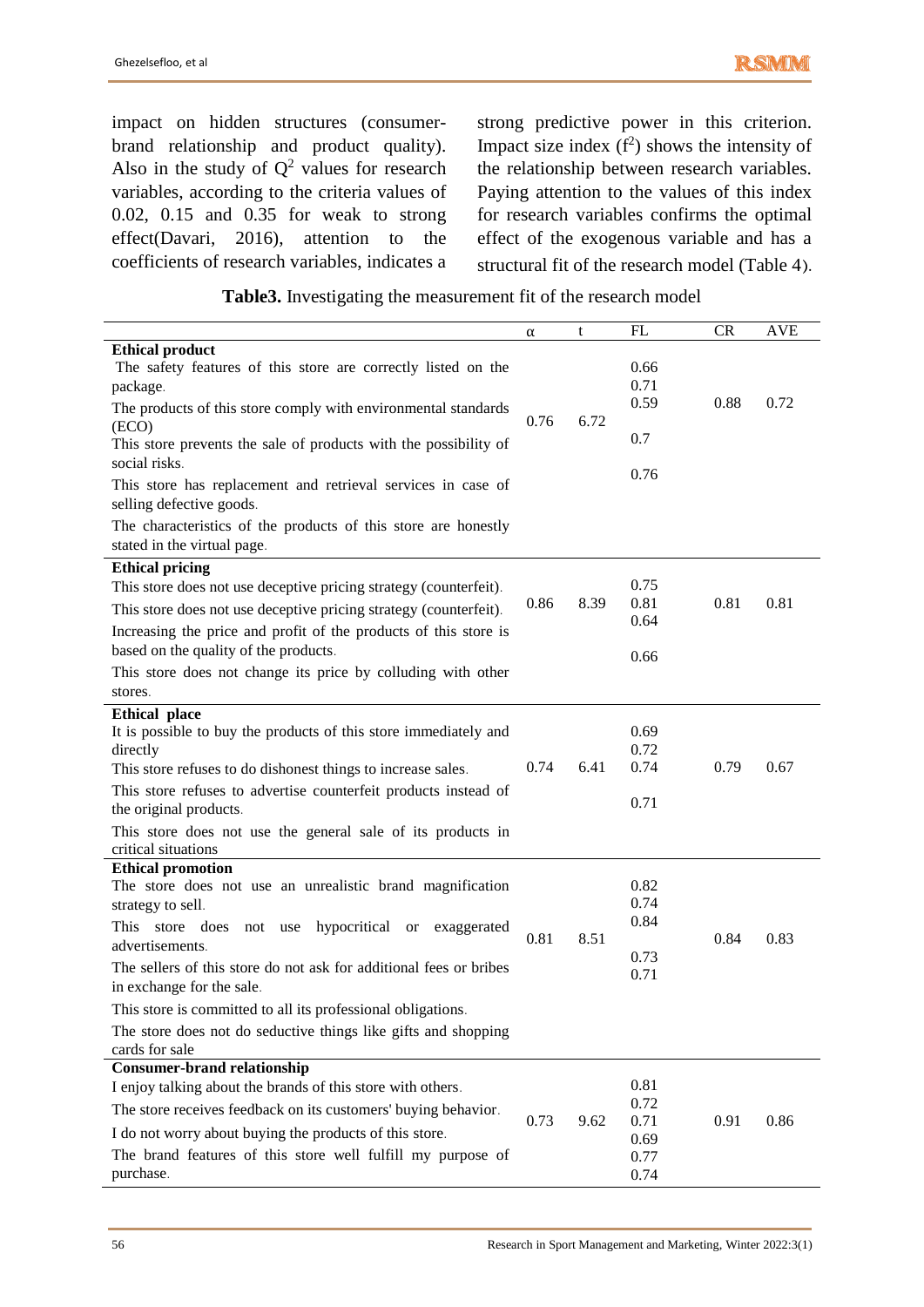impact on hidden structures (consumer-brand relationship and product quality). Also in the study of $Q^2$ values for research variables, according to the criteria values of 0.02, 0.15 and 0.35 for weak to strong effect(Davari, 2016), attention to the coefficients of research variables, indicates a strong predictive power in this criterion. Impact size index ($f^2$) shows the intensity of the relationship between research variables. Paying attention to the values of this index for research variables confirms the optimal effect of the exogenous variable and has a structural fit of the research model (Table 4).

**Table3.** Investigating the measurement fit of the research model

| | α | t | FL | CR | AVE |
|---|---|---|---|---|---|
| **Ethical product** | | | | | |
| The safety features of this store are correctly listed on the package. | 0.76 | 6.72 | 0.66 | 0.88 | 0.72 |
| The products of this store comply with environmental standards (ECO) | | | 0.71 | | |
| This store prevents the sale of products with the possibility of social risks. | | | 0.59 | | |
| This store has replacement and retrieval services in case of selling defective goods. | | | 0.7 | | |
| The characteristics of the products of this store are honestly stated in the virtual page. | | | 0.76 | | |
| **Ethical pricing** | | | | | |
| This store does not use deceptive pricing strategy (counterfeit). | 0.86 | 8.39 | 0.75 | 0.81 | 0.81 |
| This store does not use deceptive pricing strategy (counterfeit). | | | 0.81 | | |
| Increasing the price and profit of the products of this store is based on the quality of the products. | | | 0.64 | | |
| This store does not change its price by colluding with other stores. | | | 0.66 | | |
| **Ethical place** | | | | | |
| It is possible to buy the products of this store immediately and directly | 0.74 | 6.41 | 0.69 | 0.79 | 0.67 |
| This store refuses to do dishonest things to increase sales. | | | 0.72 | | |
| This store refuses to advertise counterfeit products instead of the original products. | | | 0.74 | | |
| This store does not use the general sale of its products in critical situations | | | 0.71 | | |
| **Ethical promotion** | | | | | |
| The store does not use an unrealistic brand magnification strategy to sell. | 0.81 | 8.51 | 0.82 | 0.84 | 0.83 |
| This store does not use hypocritical or exaggerated advertisements. | | | 0.74 | | |
| The sellers of this store do not ask for additional fees or bribes in exchange for the sale. | | | 0.84 | | |
| This store is committed to all its professional obligations. | | | 0.73 | | |
| The store does not do seductive things like gifts and shopping cards for sale | | | 0.71 | | |
| **Consumer-brand relationship** | | | | | |
| I enjoy talking about the brands of this store with others. | 0.73 | 9.62 | 0.81 | 0.91 | 0.86 |
| The store receives feedback on its customers' buying behavior. | | | 0.72 | | |
| I do not worry about buying the products of this store. | | | 0.71 | | |
| The brand features of this store well fulfill my purpose of purchase. | | | 0.69 | | |
| | | | 0.77 | | |
| | | | 0.74 | | |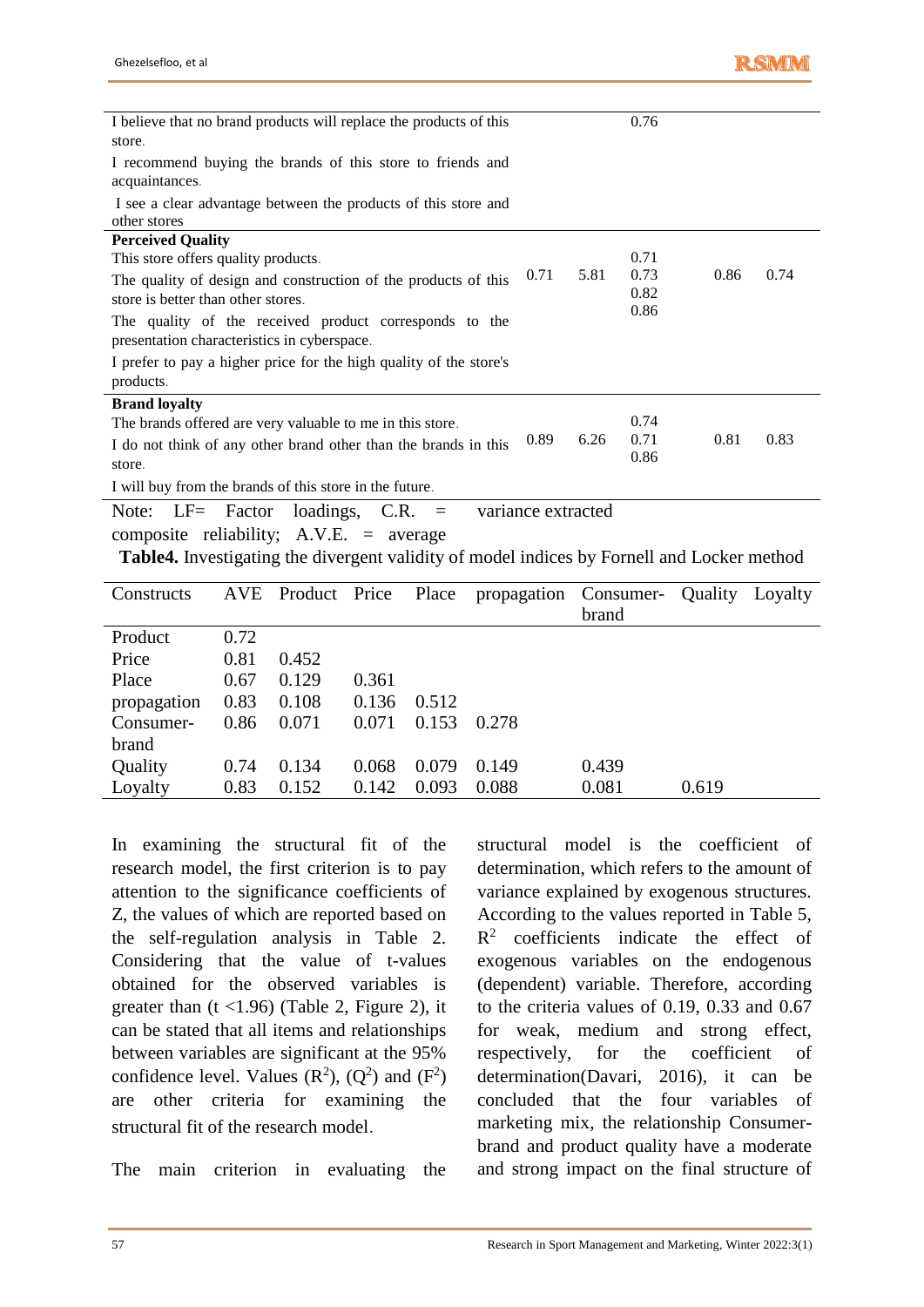| | | | | | |
|---|---|---|---|---|---|
| I believe that no brand products will replace the products of this store. | | | 0.76 | | |
| I recommend buying the brands of this store to friends and acquaintances. | | | | | |
| I see a clear advantage between the products of this store and other stores | | | | | |
| **Perceived Quality** | | | | | |
| This store offers quality products. | 0.71 | 5.81 | 0.71 | 0.86 | 0.74 |
| The quality of design and construction of the products of this store is better than other stores. | | | 0.73 | | |
| The quality of the received product corresponds to the presentation characteristics in cyberspace. | | | 0.82 | | |
| I prefer to pay a higher price for the high quality of the store's products. | | | 0.86 | | |
| **Brand loyalty** | | | | | |
| The brands offered are very valuable to me in this store. | 0.89 | 6.26 | 0.74 | 0.81 | 0.83 |
| I do not think of any other brand other than the brands in this store. | | | 0.71 | | |
| I will buy from the brands of this store in the future. | | | 0.86 | | |

Note: LF= Factor loadings, C.R. = variance extracted composite reliability; A.V.E. = average

**Table4.** Investigating the divergent validity of model indices by Fornell and Locker method

| Constructs | AVE | Product | Price | Place | propagation | Consumer-brand | Quality | Loyalty |
|---|---|---|---|---|---|---|---|---|
| Product | 0.72 | | | | | | | |
| Price | 0.81 | 0.452 | | | | | | |
| Place | 0.67 | 0.129 | 0.361 | | | | | |
| propagation | 0.83 | 0.108 | 0.136 | 0.512 | | | | |
| Consumer-brand | 0.86 | 0.071 | 0.071 | 0.153 | 0.278 | | | |
| Quality | 0.74 | 0.134 | 0.068 | 0.079 | 0.149 | 0.439 | | |
| Loyalty | 0.83 | 0.152 | 0.142 | 0.093 | 0.088 | 0.081 | 0.619 | |

In examining the structural fit of the research model, the first criterion is to pay attention to the significance coefficients of Z, the values of which are reported based on the self-regulation analysis in Table 2. Considering that the value of t-values obtained for the observed variables is greater than (t <1.96) (Table 2, Figure 2), it can be stated that all items and relationships between variables are significant at the 95% confidence level. Values ($R^2$), ($Q^2$) and ($F^2$) are other criteria for examining the structural fit of the research model.

The main criterion in evaluating the structural model is the coefficient of determination, which refers to the amount of variance explained by exogenous structures. According to the values reported in Table 5, $R^2$ coefficients indicate the effect of exogenous variables on the endogenous (dependent) variable. Therefore, according to the criteria values of 0.19, 0.33 and 0.67 for weak, medium and strong effect, respectively, for the coefficient of determination(Davari, 2016), it can be concluded that the four variables of marketing mix, the relationship Consumer-brand and product quality have a moderate and strong impact on the final structure of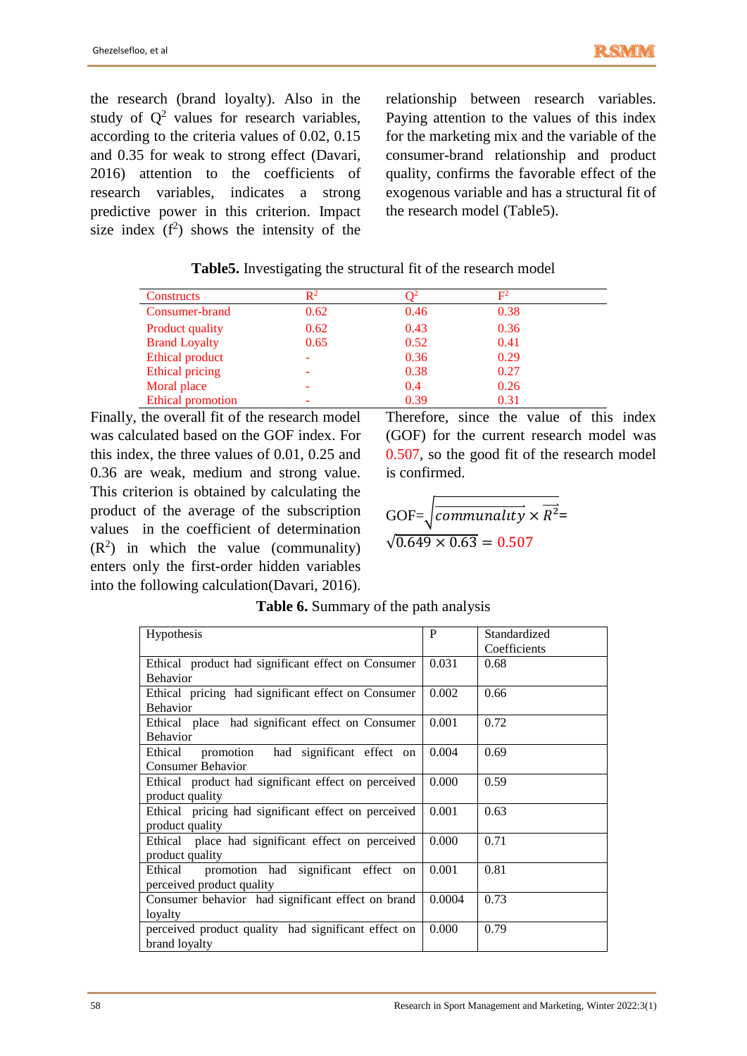the research (brand loyalty). Also in the study of $Q^2$ values for research variables, according to the criteria values of 0.02, 0.15 and 0.35 for weak to strong effect (Davari, 2016) attention to the coefficients of research variables, indicates a strong predictive power in this criterion. Impact size index ($f^2$) shows the intensity of the relationship between research variables. Paying attention to the values of this index for the marketing mix and the variable of the consumer-brand relationship and product quality, confirms the favorable effect of the exogenous variable and has a structural fit of the research model (Table5).

**Table5.** Investigating the structural fit of the research model

| Constructs | $R^2$ | $Q^2$ | $F^2$ |
|---|---|---|---|
| Consumer-brand | 0.62 | 0.46 | 0.38 |
| Product quality | 0.62 | 0.43 | 0.36 |
| Brand Loyalty | 0.65 | 0.52 | 0.41 |
| Ethical product | - | 0.36 | 0.29 |
| Ethical pricing | - | 0.38 | 0.27 |
| Moral place | - | 0.4 | 0.26 |
| Ethical promotion | - | 0.39 | 0.31 |

Finally, the overall fit of the research model was calculated based on the GOF index. For this index, the three values of 0.01, 0.25 and 0.36 are weak, medium and strong value. This criterion is obtained by calculating the product of the average of the subscription values in the coefficient of determination ($R^2$) in which the value (communality) enters only the first-order hidden variables into the following calculation(Davari, 2016).

Therefore, since the value of this index (GOF) for the current research model was 0.507, so the good fit of the research model is confirmed.

$$GOF=\sqrt{\overrightarrow{communality} \times \overrightarrow{R^2}}=\sqrt{0.649 \times 0.63} = 0.507$$

**Table 6.** Summary of the path analysis

| Hypothesis | P | Standardized Coefficients |
|---|---|---|
| Ethical product had significant effect on Consumer Behavior | 0.031 | 0.68 |
| Ethical pricing had significant effect on Consumer Behavior | 0.002 | 0.66 |
| Ethical place had significant effect on Consumer Behavior | 0.001 | 0.72 |
| Ethical promotion had significant effect on Consumer Behavior | 0.004 | 0.69 |
| Ethical product had significant effect on perceived product quality | 0.000 | 0.59 |
| Ethical pricing had significant effect on perceived product quality | 0.001 | 0.63 |
| Ethical place had significant effect on perceived product quality | 0.000 | 0.71 |
| Ethical promotion had significant effect on perceived product quality | 0.001 | 0.81 |
| Consumer behavior had significant effect on brand loyalty | 0.0004 | 0.73 |
| perceived product quality had significant effect on brand loyalty | 0.000 | 0.79 |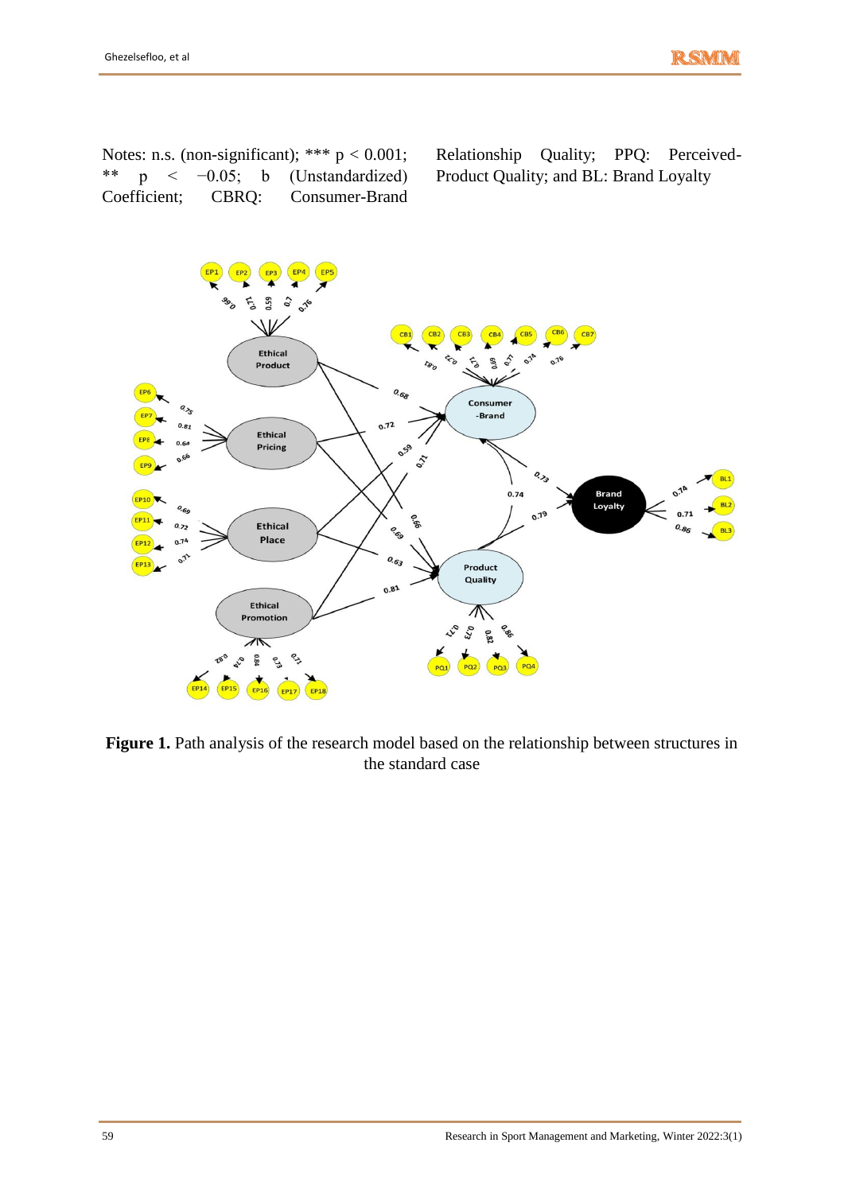Notes: n.s. (non-significant); *** $p < 0.001$; ** $p < -0.05$; b (Unstandardized) Coefficient; CBRQ: Consumer-Brand Relationship Quality; PPQ: Perceived-Product Quality; and BL: Brand Loyalty

**Figure 1.** Path analysis of the research model based on the relationship between structures in the standard case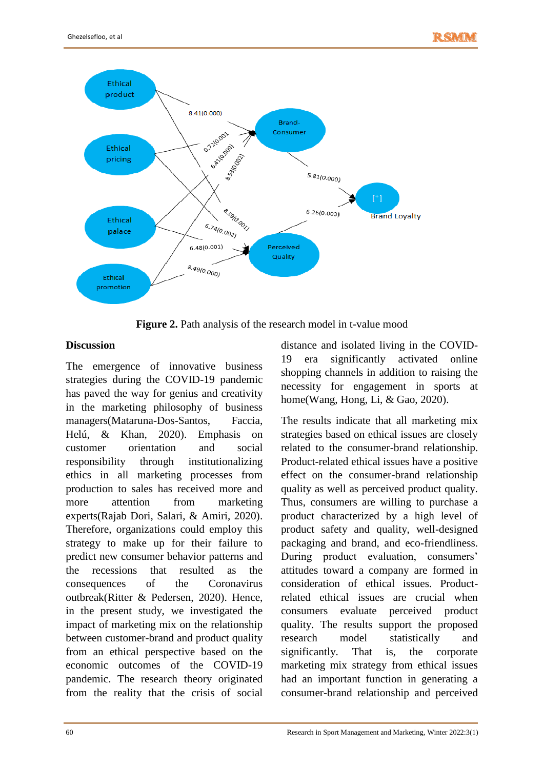**Figure 2.** Path analysis of the research model in t-value mood

## Discussion

The emergence of innovative business strategies during the COVID-19 pandemic has paved the way for genius and creativity in the marketing philosophy of business managers(Mataruna-Dos-Santos, Faccia, Helú, & Khan, 2020). Emphasis on customer orientation and social responsibility through institutionalizing ethics in all marketing processes from production to sales has received more and more attention from marketing experts(Rajab Dori, Salari, & Amiri, 2020). Therefore, organizations could employ this strategy to make up for their failure to predict new consumer behavior patterns and the recessions that resulted as the consequences of the Coronavirus outbreak(Ritter & Pedersen, 2020). Hence, in the present study, we investigated the impact of marketing mix on the relationship between customer-brand and product quality from an ethical perspective based on the economic outcomes of the COVID-19 pandemic. The research theory originated from the reality that the crisis of social distance and isolated living in the COVID-19 era significantly activated online shopping channels in addition to raising the necessity for engagement in sports at home(Wang, Hong, Li, & Gao, 2020).

The results indicate that all marketing mix strategies based on ethical issues are closely related to the consumer-brand relationship. Product-related ethical issues have a positive effect on the consumer-brand relationship quality as well as perceived product quality. Thus, consumers are willing to purchase a product characterized by a high level of product safety and quality, well-designed packaging and brand, and eco-friendliness. During product evaluation, consumers' attitudes toward a company are formed in consideration of ethical issues. Product-related ethical issues are crucial when consumers evaluate perceived product quality. The results support the proposed research model statistically and significantly. That is, the corporate marketing mix strategy from ethical issues had an important function in generating a consumer-brand relationship and perceived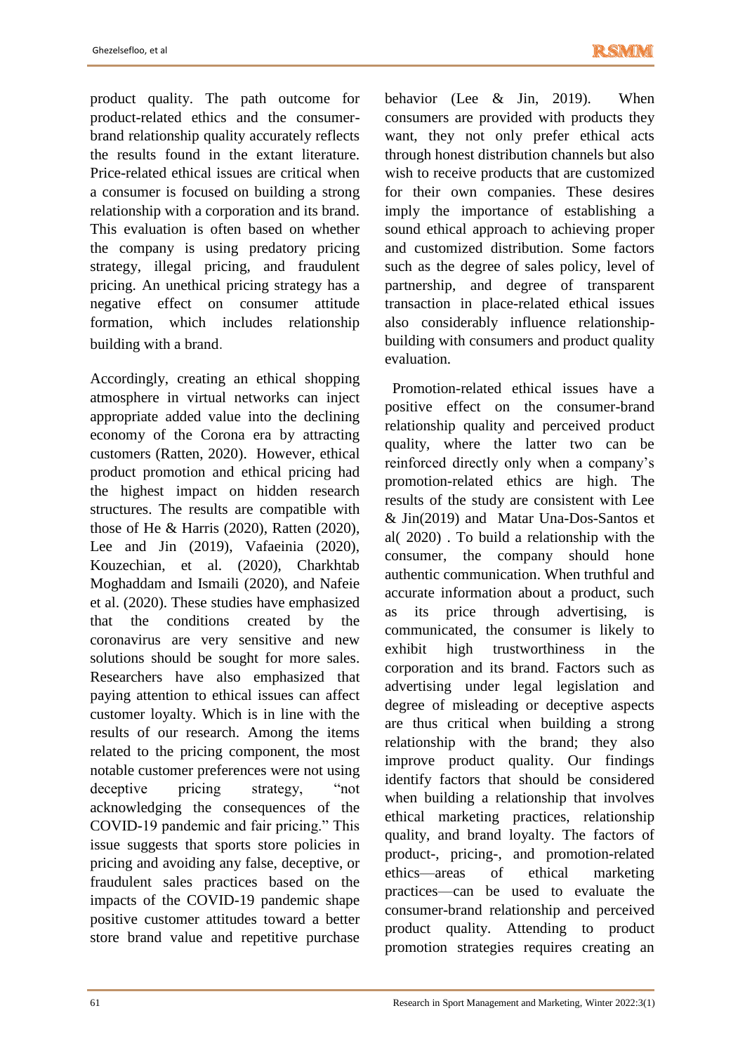product quality. The path outcome for product-related ethics and the consumer-brand relationship quality accurately reflects the results found in the extant literature. Price-related ethical issues are critical when a consumer is focused on building a strong relationship with a corporation and its brand. This evaluation is often based on whether the company is using predatory pricing strategy, illegal pricing, and fraudulent pricing. An unethical pricing strategy has a negative effect on consumer attitude formation, which includes relationship building with a brand.

Accordingly, creating an ethical shopping atmosphere in virtual networks can inject appropriate added value into the declining economy of the Corona era by attracting customers (Ratten, 2020). However, ethical product promotion and ethical pricing had the highest impact on hidden research structures. The results are compatible with those of He & Harris (2020), Ratten (2020), Lee and Jin (2019), Vafaeinia (2020), Kouzechian, et al. (2020), Charkhtab Moghaddam and Ismaili (2020), and Nafeie et al. (2020). These studies have emphasized that the conditions created by the coronavirus are very sensitive and new solutions should be sought for more sales. Researchers have also emphasized that paying attention to ethical issues can affect customer loyalty. Which is in line with the results of our research. Among the items related to the pricing component, the most notable customer preferences were not using deceptive pricing strategy, "not acknowledging the consequences of the COVID-19 pandemic and fair pricing." This issue suggests that sports store policies in pricing and avoiding any false, deceptive, or fraudulent sales practices based on the impacts of the COVID-19 pandemic shape positive customer attitudes toward a better store brand value and repetitive purchase behavior (Lee & Jin, 2019). When consumers are provided with products they want, they not only prefer ethical acts through honest distribution channels but also wish to receive products that are customized for their own companies. These desires imply the importance of establishing a sound ethical approach to achieving proper and customized distribution. Some factors such as the degree of sales policy, level of partnership, and degree of transparent transaction in place-related ethical issues also considerably influence relationship-building with consumers and product quality evaluation.

Promotion-related ethical issues have a positive effect on the consumer-brand relationship quality and perceived product quality, where the latter two can be reinforced directly only when a company's promotion-related ethics are high. The results of the study are consistent with Lee & Jin(2019) and Matar Una-Dos-Santos et al( 2020) . To build a relationship with the consumer, the company should hone authentic communication. When truthful and accurate information about a product, such as its price through advertising, is communicated, the consumer is likely to exhibit high trustworthiness in the corporation and its brand. Factors such as advertising under legal legislation and degree of misleading or deceptive aspects are thus critical when building a strong relationship with the brand; they also improve product quality. Our findings identify factors that should be considered when building a relationship that involves ethical marketing practices, relationship quality, and brand loyalty. The factors of product-, pricing-, and promotion-related ethics—areas of ethical marketing practices—can be used to evaluate the consumer-brand relationship and perceived product quality. Attending to product promotion strategies requires creating an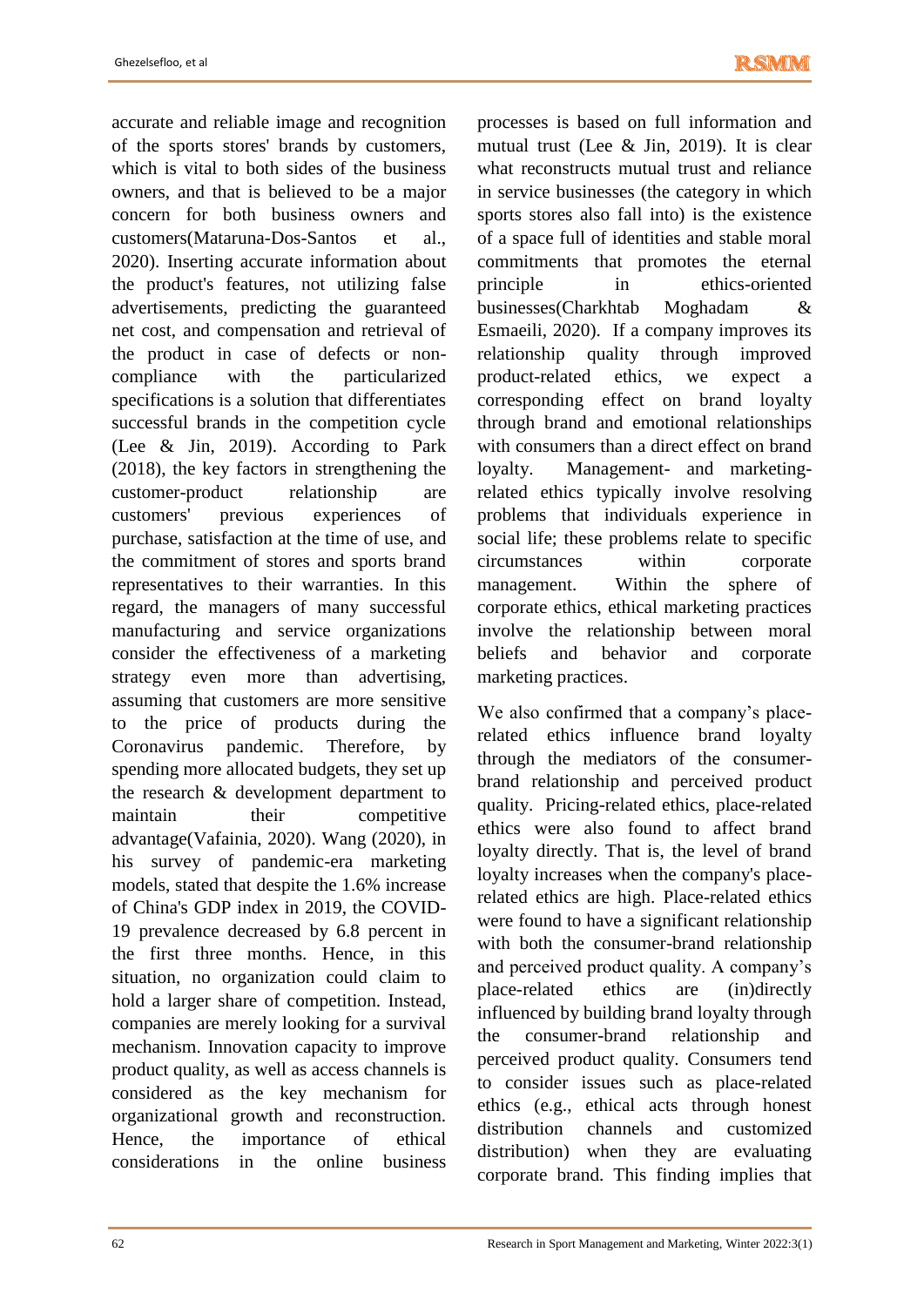accurate and reliable image and recognition of the sports stores' brands by customers, which is vital to both sides of the business owners, and that is believed to be a major concern for both business owners and customers(Mataruna-Dos-Santos et al., 2020). Inserting accurate information about the product's features, not utilizing false advertisements, predicting the guaranteed net cost, and compensation and retrieval of the product in case of defects or non-compliance with the particularized specifications is a solution that differentiates successful brands in the competition cycle (Lee & Jin, 2019). According to Park (2018), the key factors in strengthening the customer-product relationship are customers' previous experiences of purchase, satisfaction at the time of use, and the commitment of stores and sports brand representatives to their warranties. In this regard, the managers of many successful manufacturing and service organizations consider the effectiveness of a marketing strategy even more than advertising, assuming that customers are more sensitive to the price of products during the Coronavirus pandemic. Therefore, by spending more allocated budgets, they set up the research & development department to maintain their competitive advantage(Vafainia, 2020). Wang (2020), in his survey of pandemic-era marketing models, stated that despite the 1.6% increase of China's GDP index in 2019, the COVID-19 prevalence decreased by 6.8 percent in the first three months. Hence, in this situation, no organization could claim to hold a larger share of competition. Instead, companies are merely looking for a survival mechanism. Innovation capacity to improve product quality, as well as access channels is considered as the key mechanism for organizational growth and reconstruction. Hence, the importance of ethical considerations in the online business processes is based on full information and mutual trust (Lee & Jin, 2019). It is clear what reconstructs mutual trust and reliance in service businesses (the category in which sports stores also fall into) is the existence of a space full of identities and stable moral commitments that promotes the eternal principle in ethics-oriented businesses(Charkhtab Moghadam & Esmaeili, 2020). If a company improves its relationship quality through improved product-related ethics, we expect a corresponding effect on brand loyalty through brand and emotional relationships with consumers than a direct effect on brand loyalty. Management- and marketing-related ethics typically involve resolving problems that individuals experience in social life; these problems relate to specific circumstances within corporate management. Within the sphere of corporate ethics, ethical marketing practices involve the relationship between moral beliefs and behavior and corporate marketing practices.

We also confirmed that a company's place-related ethics influence brand loyalty through the mediators of the consumer-brand relationship and perceived product quality. Pricing-related ethics, place-related ethics were also found to affect brand loyalty directly. That is, the level of brand loyalty increases when the company's place-related ethics are high. Place-related ethics were found to have a significant relationship with both the consumer-brand relationship and perceived product quality. A company's place-related ethics are (in)directly influenced by building brand loyalty through the consumer-brand relationship and perceived product quality. Consumers tend to consider issues such as place-related ethics (e.g., ethical acts through honest distribution channels and customized distribution) when they are evaluating corporate brand. This finding implies that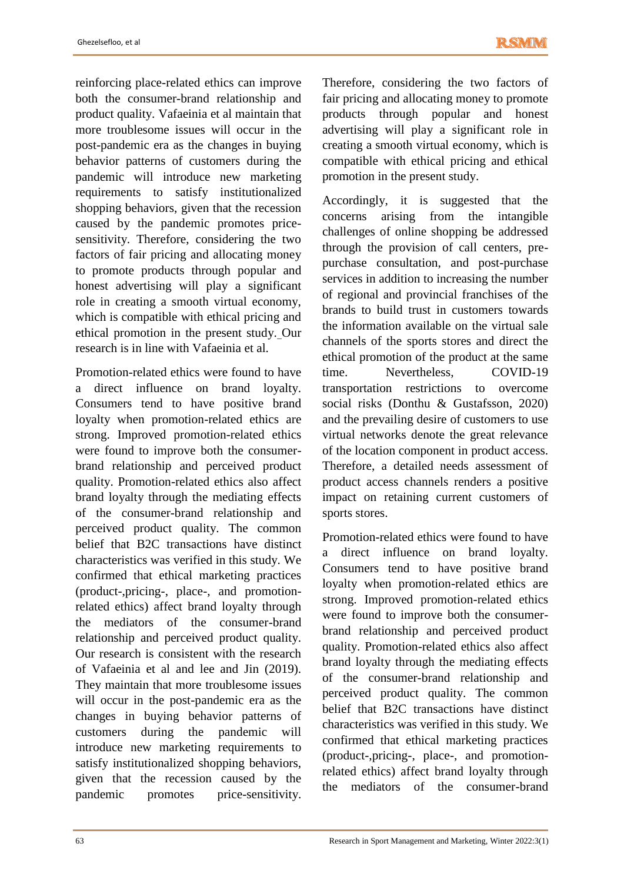reinforcing place-related ethics can improve both the consumer-brand relationship and product quality. Vafaeinia et al maintain that more troublesome issues will occur in the post-pandemic era as the changes in buying behavior patterns of customers during the pandemic will introduce new marketing requirements to satisfy institutionalized shopping behaviors, given that the recession caused by the pandemic promotes price-sensitivity. Therefore, considering the two factors of fair pricing and allocating money to promote products through popular and honest advertising will play a significant role in creating a smooth virtual economy, which is compatible with ethical pricing and ethical promotion in the present study. Our research is in line with Vafaeinia et al.

Promotion-related ethics were found to have a direct influence on brand loyalty. Consumers tend to have positive brand loyalty when promotion-related ethics are strong. Improved promotion-related ethics were found to improve both the consumer-brand relationship and perceived product quality. Promotion-related ethics also affect brand loyalty through the mediating effects of the consumer-brand relationship and perceived product quality. The common belief that B2C transactions have distinct characteristics was verified in this study. We confirmed that ethical marketing practices (product-,pricing-, place-, and promotion-related ethics) affect brand loyalty through the mediators of the consumer-brand relationship and perceived product quality. Our research is consistent with the research of Vafaeinia et al and lee and Jin (2019). They maintain that more troublesome issues will occur in the post-pandemic era as the changes in buying behavior patterns of customers during the pandemic will introduce new marketing requirements to satisfy institutionalized shopping behaviors, given that the recession caused by the pandemic promotes price-sensitivity. Therefore, considering the two factors of fair pricing and allocating money to promote products through popular and honest advertising will play a significant role in creating a smooth virtual economy, which is compatible with ethical pricing and ethical promotion in the present study.

Accordingly, it is suggested that the concerns arising from the intangible challenges of online shopping be addressed through the provision of call centers, pre-purchase consultation, and post-purchase services in addition to increasing the number of regional and provincial franchises of the brands to build trust in customers towards the information available on the virtual sale channels of the sports stores and direct the ethical promotion of the product at the same time. Nevertheless, COVID-19 transportation restrictions to overcome social risks (Donthu & Gustafsson, 2020) and the prevailing desire of customers to use virtual networks denote the great relevance of the location component in product access. Therefore, a detailed needs assessment of product access channels renders a positive impact on retaining current customers of sports stores.

Promotion-related ethics were found to have a direct influence on brand loyalty. Consumers tend to have positive brand loyalty when promotion-related ethics are strong. Improved promotion-related ethics were found to improve both the consumer-brand relationship and perceived product quality. Promotion-related ethics also affect brand loyalty through the mediating effects of the consumer-brand relationship and perceived product quality. The common belief that B2C transactions have distinct characteristics was verified in this study. We confirmed that ethical marketing practices (product-,pricing-, place-, and promotion-related ethics) affect brand loyalty through the mediators of the consumer-brand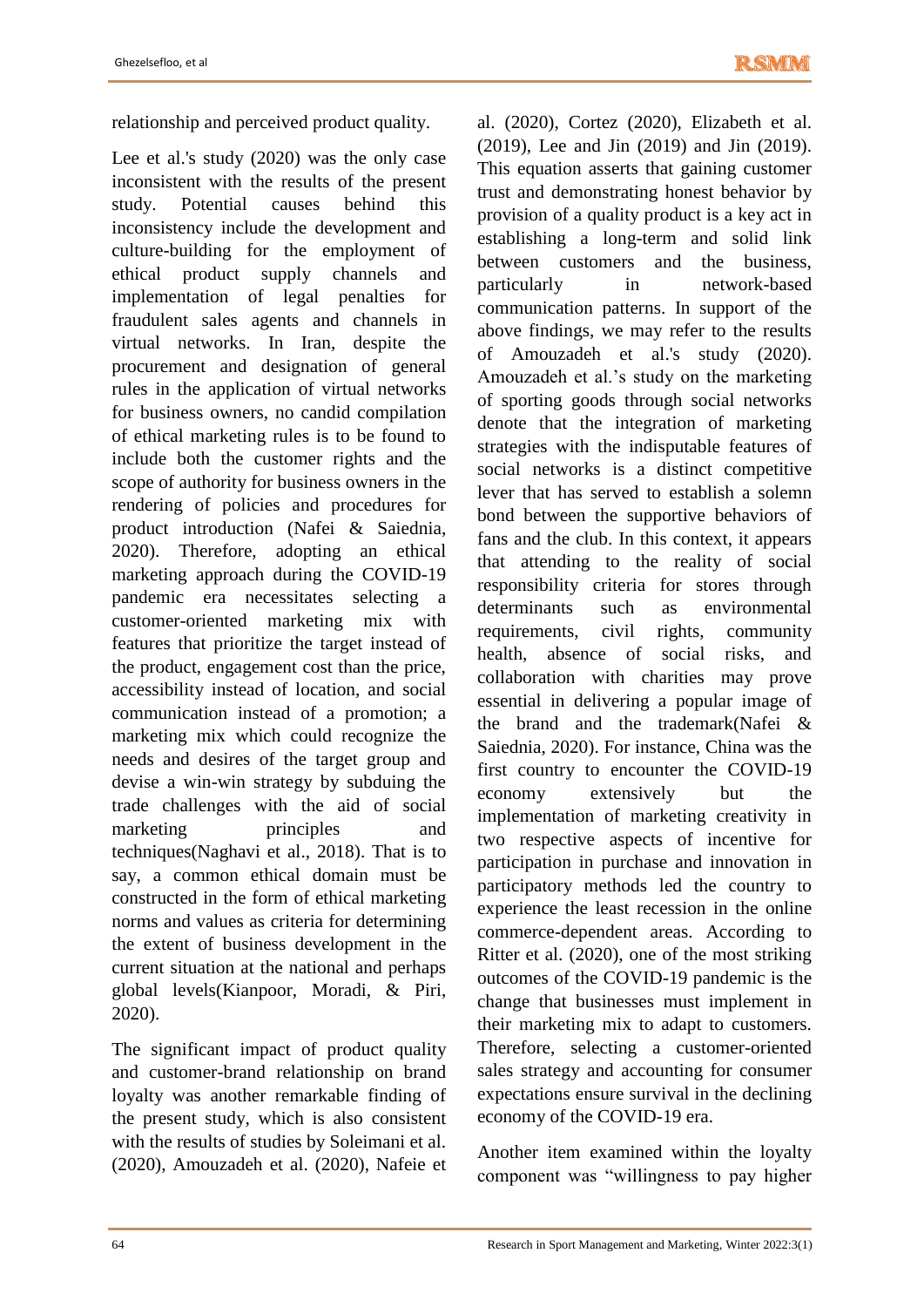relationship and perceived product quality.

Lee et al.'s study (2020) was the only case inconsistent with the results of the present study. Potential causes behind this inconsistency include the development and culture-building for the employment of ethical product supply channels and implementation of legal penalties for fraudulent sales agents and channels in virtual networks. In Iran, despite the procurement and designation of general rules in the application of virtual networks for business owners, no candid compilation of ethical marketing rules is to be found to include both the customer rights and the scope of authority for business owners in the rendering of policies and procedures for product introduction (Nafei & Saiednia, 2020). Therefore, adopting an ethical marketing approach during the COVID-19 pandemic era necessitates selecting a customer-oriented marketing mix with features that prioritize the target instead of the product, engagement cost than the price, accessibility instead of location, and social communication instead of a promotion; a marketing mix which could recognize the needs and desires of the target group and devise a win-win strategy by subduing the trade challenges with the aid of social marketing principles and techniques(Naghavi et al., 2018). That is to say, a common ethical domain must be constructed in the form of ethical marketing norms and values as criteria for determining the extent of business development in the current situation at the national and perhaps global levels(Kianpoor, Moradi, & Piri, 2020).

The significant impact of product quality and customer-brand relationship on brand loyalty was another remarkable finding of the present study, which is also consistent with the results of studies by Soleimani et al. (2020), Amouzadeh et al. (2020), Nafeie et al. (2020), Cortez (2020), Elizabeth et al. (2019), Lee and Jin (2019) and Jin (2019). This equation asserts that gaining customer trust and demonstrating honest behavior by provision of a quality product is a key act in establishing a long-term and solid link between customers and the business, particularly in network-based communication patterns. In support of the above findings, we may refer to the results of Amouzadeh et al.'s study (2020). Amouzadeh et al.'s study on the marketing of sporting goods through social networks denote that the integration of marketing strategies with the indisputable features of social networks is a distinct competitive lever that has served to establish a solemn bond between the supportive behaviors of fans and the club. In this context, it appears that attending to the reality of social responsibility criteria for stores through determinants such as environmental requirements, civil rights, community health, absence of social risks, and collaboration with charities may prove essential in delivering a popular image of the brand and the trademark(Nafei & Saiednia, 2020). For instance, China was the first country to encounter the COVID-19 economy extensively but the implementation of marketing creativity in two respective aspects of incentive for participation in purchase and innovation in participatory methods led the country to experience the least recession in the online commerce-dependent areas. According to Ritter et al. (2020), one of the most striking outcomes of the COVID-19 pandemic is the change that businesses must implement in their marketing mix to adapt to customers. Therefore, selecting a customer-oriented sales strategy and accounting for consumer expectations ensure survival in the declining economy of the COVID-19 era.

Another item examined within the loyalty component was "willingness to pay higher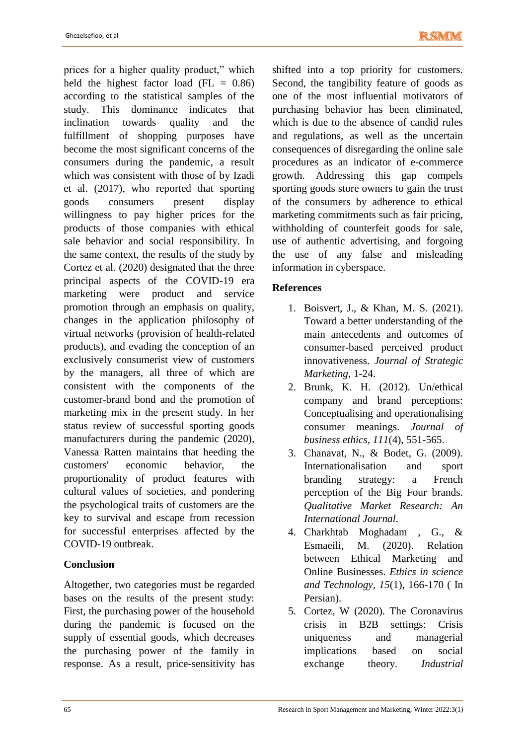prices for a higher quality product," which held the highest factor load (FL = 0.86) according to the statistical samples of the study. This dominance indicates that inclination towards quality and the fulfillment of shopping purposes have become the most significant concerns of the consumers during the pandemic, a result which was consistent with those of by Izadi et al. (2017), who reported that sporting goods consumers present display willingness to pay higher prices for the products of those companies with ethical sale behavior and social responsibility. In the same context, the results of the study by Cortez et al. (2020) designated that the three principal aspects of the COVID-19 era marketing were product and service promotion through an emphasis on quality, changes in the application philosophy of virtual networks (provision of health-related products), and evading the conception of an exclusively consumerist view of customers by the managers, all three of which are consistent with the components of the customer-brand bond and the promotion of marketing mix in the present study. In her status review of successful sporting goods manufacturers during the pandemic (2020), Vanessa Ratten maintains that heeding the customers' economic behavior, the proportionality of product features with cultural values of societies, and pondering the psychological traits of customers are the key to survival and escape from recession for successful enterprises affected by the COVID-19 outbreak.

## Conclusion

Altogether, two categories must be regarded bases on the results of the present study: First, the purchasing power of the household during the pandemic is focused on the supply of essential goods, which decreases the purchasing power of the family in response. As a result, price-sensitivity has shifted into a top priority for customers. Second, the tangibility feature of goods as one of the most influential motivators of purchasing behavior has been eliminated, which is due to the absence of candid rules and regulations, as well as the uncertain consequences of disregarding the online sale procedures as an indicator of e-commerce growth. Addressing this gap compels sporting goods store owners to gain the trust of the consumers by adherence to ethical marketing commitments such as fair pricing, withholding of counterfeit goods for sale, use of authentic advertising, and forgoing the use of any false and misleading information in cyberspace.

## References

1. Boisvert, J., & Khan, M. S. (2021). Toward a better understanding of the main antecedents and outcomes of consumer-based perceived product innovativeness. *Journal of Strategic Marketing*, 1-24.
2. Brunk, K. H. (2012). Un/ethical company and brand perceptions: Conceptualising and operationalising consumer meanings. *Journal of business ethics*, *111*(4), 551-565.
3. Chanavat, N., & Bodet, G. (2009). Internationalisation and sport branding strategy: a French perception of the Big Four brands. *Qualitative Market Research: An International Journal*.
4. Charkhtab Moghadam , G., & Esmaeili, M. (2020). Relation between Ethical Marketing and Online Businesses. *Ethics in science and Technology, 15*(1), 166-170 ( In Persian).
5. Cortez, W (2020). The Coronavirus crisis in B2B settings: Crisis uniqueness and managerial implications based on social exchange theory. *Industrial*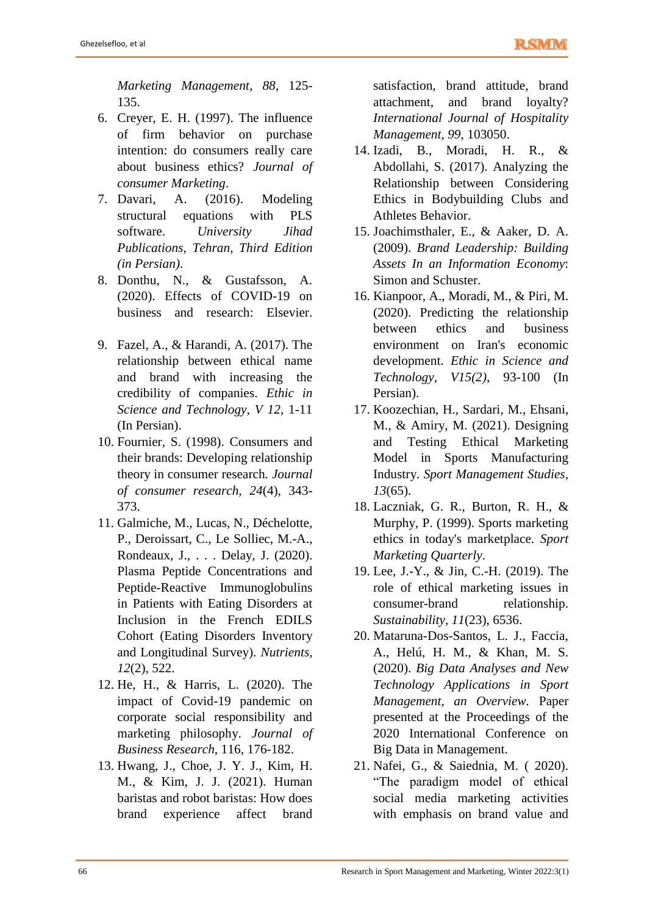*Marketing Management, 88*, 125-135.

6. Creyer, E. H. (1997). The influence of firm behavior on purchase intention: do consumers really care about business ethics? *Journal of consumer Marketing*.
7. Davari, A. (2016). Modeling structural equations with PLS software. *University Jihad Publications, Tehran, Third Edition (in Persian)*.
8. Donthu, N., & Gustafsson, A. (2020). Effects of COVID-19 on business and research: Elsevier.
9. Fazel, A., & Harandi, A. (2017). The relationship between ethical name and brand with increasing the credibility of companies. *Ethic in Science and Technology, V 12*, 1-11 (In Persian).
10. Fournier, S. (1998). Consumers and their brands: Developing relationship theory in consumer research. *Journal of consumer research, 24*(4), 343-373.
11. Galmiche, M., Lucas, N., Déchelotte, P., Deroissart, C., Le Solliec, M.-A., Rondeaux, J., . . . Delay, J. (2020). Plasma Peptide Concentrations and Peptide-Reactive Immunoglobulins in Patients with Eating Disorders at Inclusion in the French EDILS Cohort (Eating Disorders Inventory and Longitudinal Survey). *Nutrients, 12*(2), 522.
12. He, H., & Harris, L. (2020). The impact of Covid-19 pandemic on corporate social responsibility and marketing philosophy. *Journal of Business Research*, 116, 176-182.
13. Hwang, J., Choe, J. Y. J., Kim, H. M., & Kim, J. J. (2021). Human baristas and robot baristas: How does brand experience affect brand satisfaction, brand attitude, brand attachment, and brand loyalty? *International Journal of Hospitality Management, 99*, 103050.
14. Izadi, B., Moradi, H. R., & Abdollahi, S. (2017). Analyzing the Relationship between Considering Ethics in Bodybuilding Clubs and Athletes Behavior.
15. Joachimsthaler, E., & Aaker, D. A. (2009). *Brand Leadership: Building Assets In an Information Economy*: Simon and Schuster.
16. Kianpoor, A., Moradi, M., & Piri, M. (2020). Predicting the relationship between ethics and business environment on Iran's economic development. *Ethic in Science and Technology, V15(2)*, 93-100 (In Persian).
17. Koozechian, H., Sardari, M., Ehsani, M., & Amiry, M. (2021). Designing and Testing Ethical Marketing Model in Sports Manufacturing Industry. *Sport Management Studies, 13*(65).
18. Laczniak, G. R., Burton, R. H., & Murphy, P. (1999). Sports marketing ethics in today's marketplace. *Sport Marketing Quarterly*.
19. Lee, J.-Y., & Jin, C.-H. (2019). The role of ethical marketing issues in consumer-brand relationship. *Sustainability, 11*(23), 6536.
20. Mataruna-Dos-Santos, L. J., Faccia, A., Helú, H. M., & Khan, M. S. (2020). *Big Data Analyses and New Technology Applications in Sport Management, an Overview*. Paper presented at the Proceedings of the 2020 International Conference on Big Data in Management.
21. Nafei, G., & Saiednia, M. ( 2020). "The paradigm model of ethical social media marketing activities with emphasis on brand value and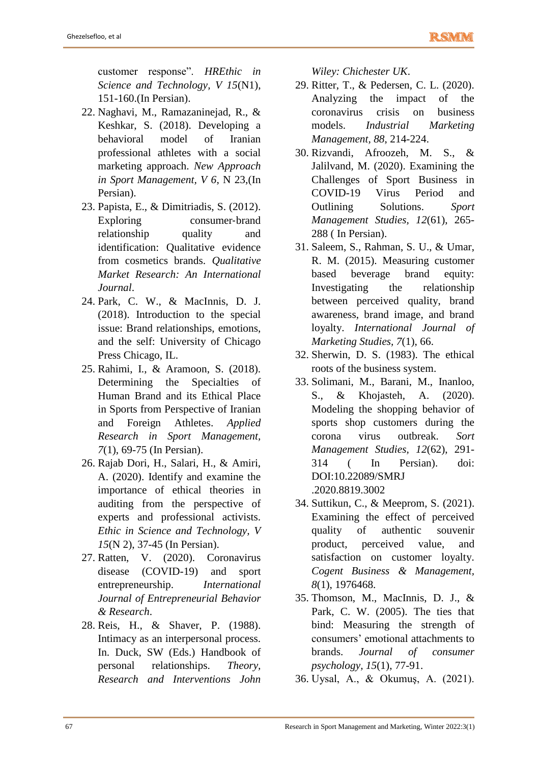customer response". *HREthic in Science and Technology, V 15*(N1), 151-160.(In Persian).

22. Naghavi, M., Ramazaninejad, R., & Keshkar, S. (2018). Developing a behavioral model of Iranian professional athletes with a social marketing approach. *New Approach in Sport Management, V 6*, N 23,(In Persian).
23. Papista, E., & Dimitriadis, S. (2012). Exploring consumer-brand relationship quality and identification: Qualitative evidence from cosmetics brands. *Qualitative Market Research: An International Journal*.
24. Park, C. W., & MacInnis, D. J. (2018). Introduction to the special issue: Brand relationships, emotions, and the self: University of Chicago Press Chicago, IL.
25. Rahimi, I., & Aramoon, S. (2018). Determining the Specialties of Human Brand and its Ethical Place in Sports from Perspective of Iranian and Foreign Athletes. *Applied Research in Sport Management, 7*(1), 69-75 (In Persian).
26. Rajab Dori, H., Salari, H., & Amiri, A. (2020). Identify and examine the importance of ethical theories in auditing from the perspective of experts and professional activists. *Ethic in Science and Technology, V 15*(N 2), 37-45 (In Persian).
27. Ratten, V. (2020). Coronavirus disease (COVID-19) and sport entrepreneurship. *International Journal of Entrepreneurial Behavior & Research*.
28. Reis, H., & Shaver, P. (1988). Intimacy as an interpersonal process. In. Duck, SW (Eds.) Handbook of personal relationships. *Theory, Research and Interventions John Wiley: Chichester UK*.
29. Ritter, T., & Pedersen, C. L. (2020). Analyzing the impact of the coronavirus crisis on business models. *Industrial Marketing Management, 88*, 214-224.
30. Rizvandi, Afroozeh, M. S., & Jalilvand, M. (2020). Examining the Challenges of Sport Business in COVID-19 Virus Period and Outlining Solutions. *Sport Management Studies, 12*(61), 265-288 ( In Persian).
31. Saleem, S., Rahman, S. U., & Umar, R. M. (2015). Measuring customer based beverage brand equity: Investigating the relationship between perceived quality, brand awareness, brand image, and brand loyalty. *International Journal of Marketing Studies, 7*(1), 66.
32. Sherwin, D. S. (1983). The ethical roots of the business system.
33. Solimani, M., Barani, M., Inanloo, S., & Khojasteh, A. (2020). Modeling the shopping behavior of sports shop customers during the corona virus outbreak. *Sort Management Studies, 12*(62), 291-314 ( In Persian). doi: DOI:10.22089/SMRJ .2020.8819.3002
34. Suttikun, C., & Meeprom, S. (2021). Examining the effect of perceived quality of authentic souvenir product, perceived value, and satisfaction on customer loyalty. *Cogent Business & Management, 8*(1), 1976468.
35. Thomson, M., MacInnis, D. J., & Park, C. W. (2005). The ties that bind: Measuring the strength of consumers' emotional attachments to brands. *Journal of consumer psychology, 15*(1), 77-91.
36. Uysal, A., & Okumuş, A. (2021).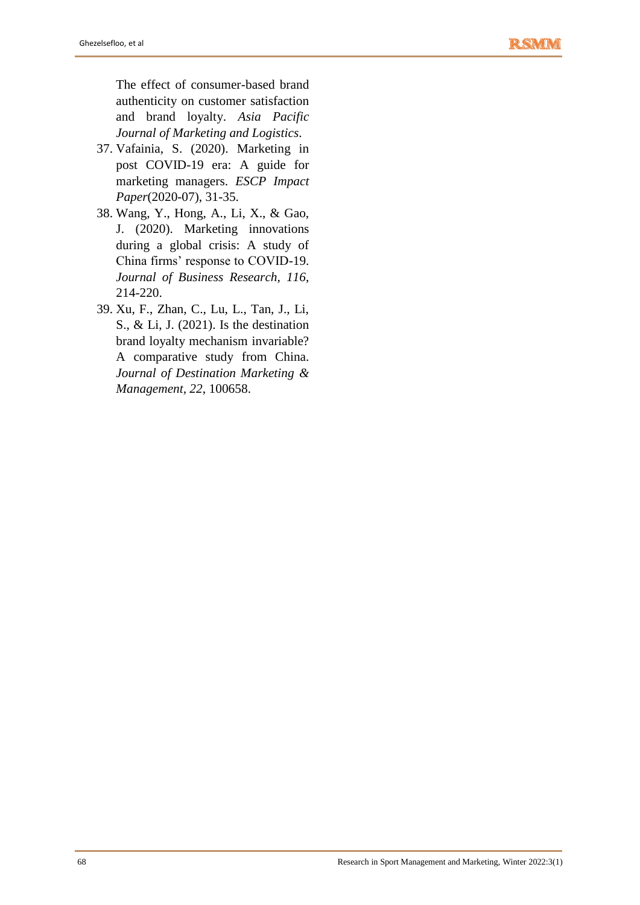The effect of consumer-based brand authenticity on customer satisfaction and brand loyalty. *Asia Pacific Journal of Marketing and Logistics*.

37. Vafainia, S. (2020). Marketing in post COVID-19 era: A guide for marketing managers. *ESCP Impact Paper*(2020-07), 31-35.
38. Wang, Y., Hong, A., Li, X., & Gao, J. (2020). Marketing innovations during a global crisis: A study of China firms' response to COVID-19. *Journal of Business Research*, *116*, 214-220.
39. Xu, F., Zhan, C., Lu, L., Tan, J., Li, S., & Li, J. (2021). Is the destination brand loyalty mechanism invariable? A comparative study from China. *Journal of Destination Marketing & Management*, *22*, 100658.